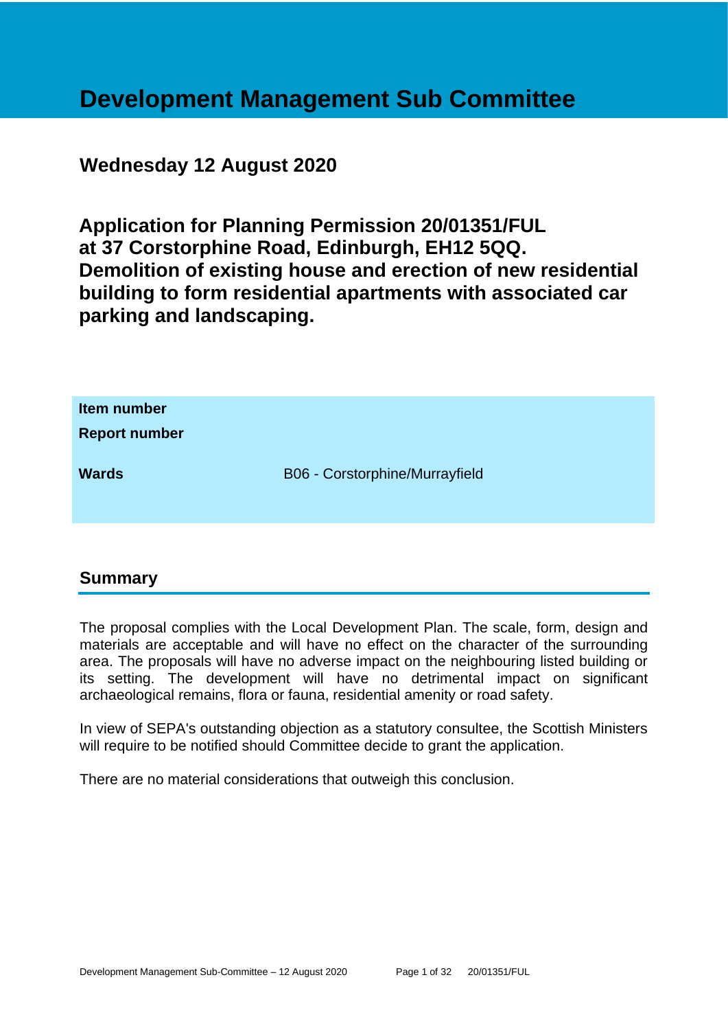# Development Management Sub Committee

## Wednesday 12 August 2020

## Application for Planning Permission 20/01351/FUL at 37 Corstorphine Road, Edinburgh, EH12 5QQ. Demolition of existing house and erection of new residential building to form residential apartments with associated car parking and landscaping.

| | |
|---|---|
| **Item number** | |
| **Report number** | |
| **Wards** | B06 - Corstorphine/Murrayfield |

## Summary

The proposal complies with the Local Development Plan. The scale, form, design and materials are acceptable and will have no effect on the character of the surrounding area. The proposals will have no adverse impact on the neighbouring listed building or its setting. The development will have no detrimental impact on significant archaeological remains, flora or fauna, residential amenity or road safety.

In view of SEPA's outstanding objection as a statutory consultee, the Scottish Ministers will require to be notified should Committee decide to grant the application.

There are no material considerations that outweigh this conclusion.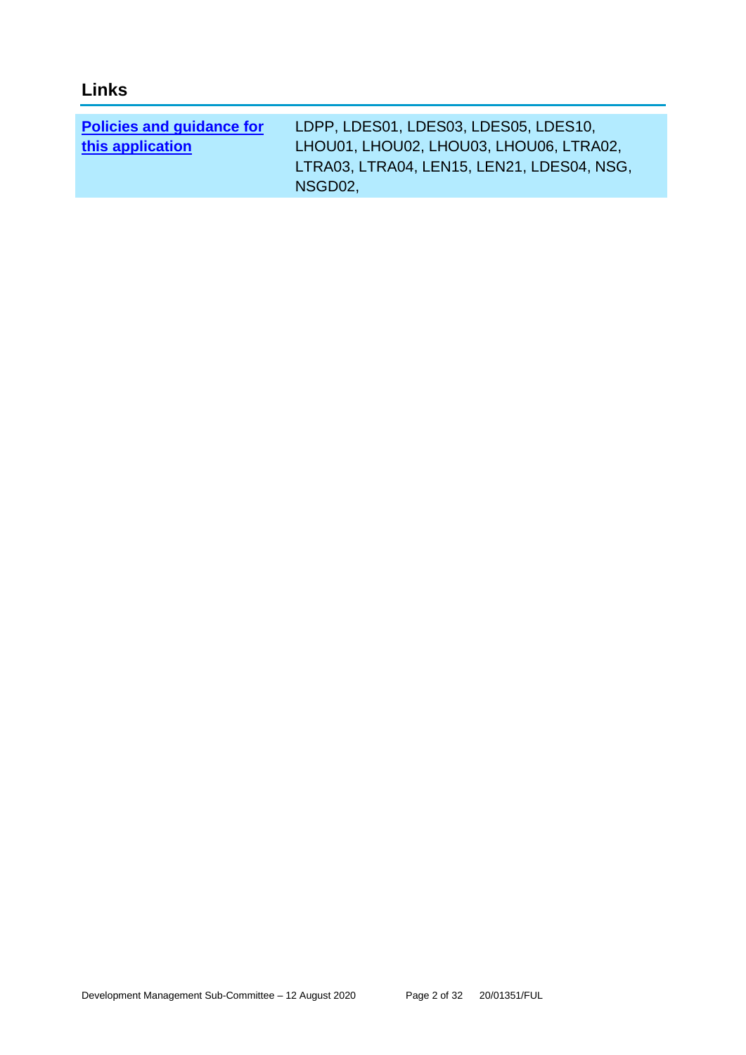## Links

| | |
|---|---|
| **Policies and guidance for this application** | LDPP, LDES01, LDES03, LDES05, LDES10, LHOU01, LHOU02, LHOU03, LHOU06, LTRA02, LTRA03, LTRA04, LEN15, LEN21, LDES04, NSG, NSGD02, |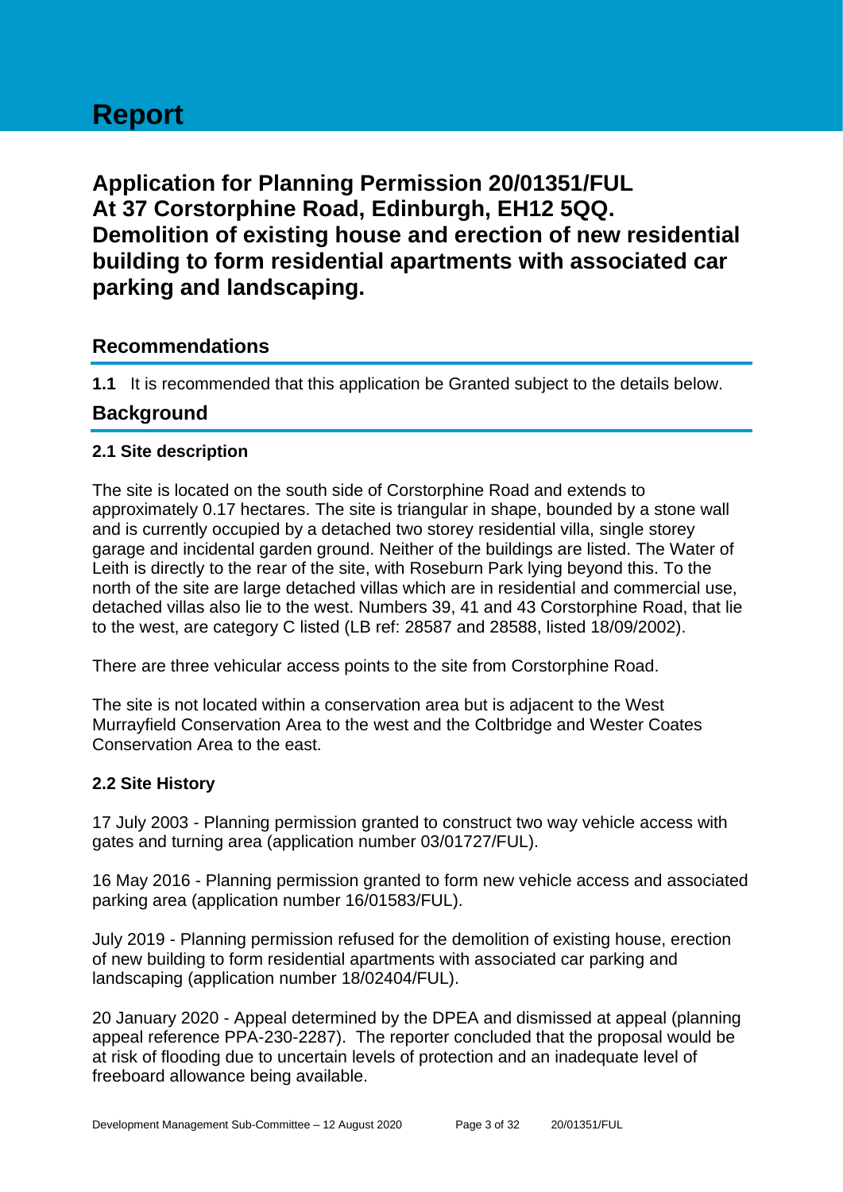# Report

## Application for Planning Permission 20/01351/FUL At 37 Corstorphine Road, Edinburgh, EH12 5QQ. Demolition of existing house and erection of new residential building to form residential apartments with associated car parking and landscaping.

## Recommendations

**1.1** It is recommended that this application be Granted subject to the details below.

## Background

### 2.1 Site description

The site is located on the south side of Corstorphine Road and extends to approximately 0.17 hectares. The site is triangular in shape, bounded by a stone wall and is currently occupied by a detached two storey residential villa, single storey garage and incidental garden ground. Neither of the buildings are listed. The Water of Leith is directly to the rear of the site, with Roseburn Park lying beyond this. To the north of the site are large detached villas which are in residential and commercial use, detached villas also lie to the west. Numbers 39, 41 and 43 Corstorphine Road, that lie to the west, are category C listed (LB ref: 28587 and 28588, listed 18/09/2002).

There are three vehicular access points to the site from Corstorphine Road.

The site is not located within a conservation area but is adjacent to the West Murrayfield Conservation Area to the west and the Coltbridge and Wester Coates Conservation Area to the east.

### 2.2 Site History

17 July 2003 - Planning permission granted to construct two way vehicle access with gates and turning area (application number 03/01727/FUL).

16 May 2016 - Planning permission granted to form new vehicle access and associated parking area (application number 16/01583/FUL).

July 2019 - Planning permission refused for the demolition of existing house, erection of new building to form residential apartments with associated car parking and landscaping (application number 18/02404/FUL).

20 January 2020 - Appeal determined by the DPEA and dismissed at appeal (planning appeal reference PPA-230-2287). The reporter concluded that the proposal would be at risk of flooding due to uncertain levels of protection and an inadequate level of freeboard allowance being available.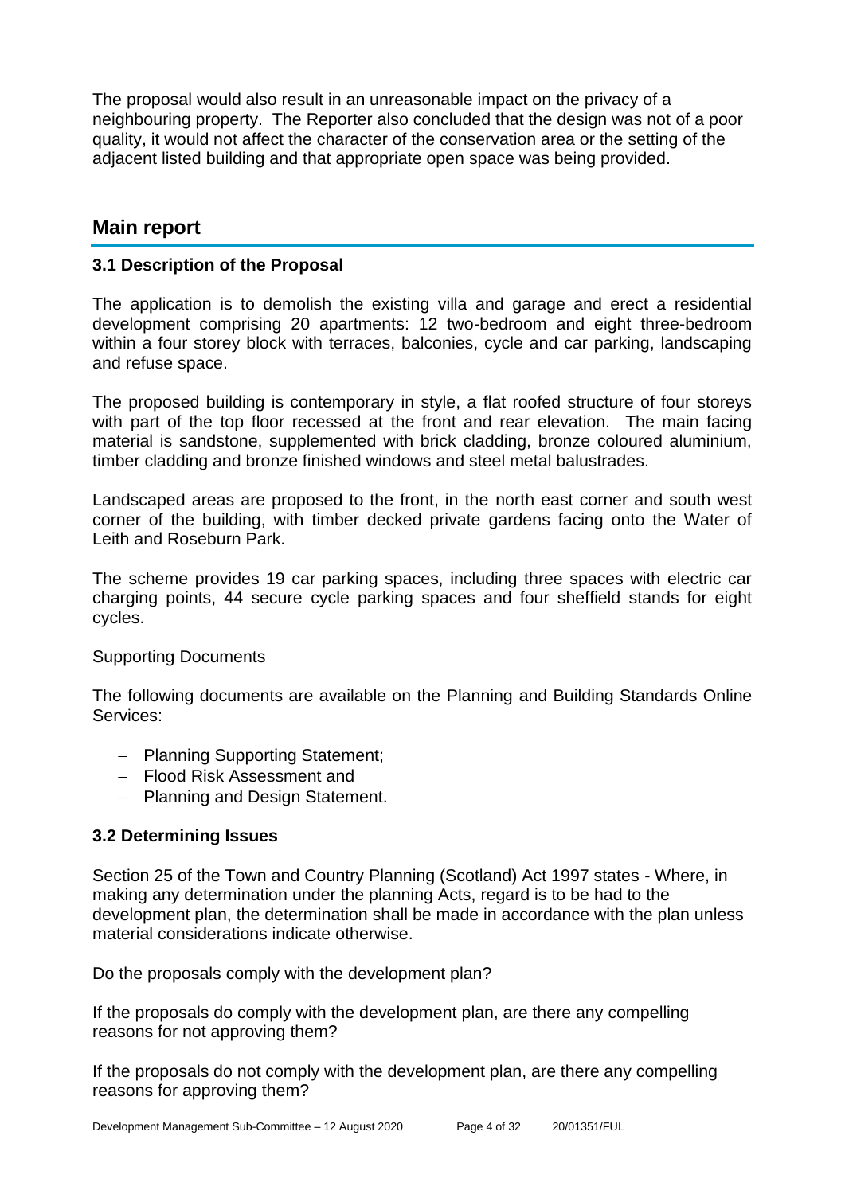The proposal would also result in an unreasonable impact on the privacy of a neighbouring property. The Reporter also concluded that the design was not of a poor quality, it would not affect the character of the conservation area or the setting of the adjacent listed building and that appropriate open space was being provided.

## Main report

### 3.1 Description of the Proposal

The application is to demolish the existing villa and garage and erect a residential development comprising 20 apartments: 12 two-bedroom and eight three-bedroom within a four storey block with terraces, balconies, cycle and car parking, landscaping and refuse space.

The proposed building is contemporary in style, a flat roofed structure of four storeys with part of the top floor recessed at the front and rear elevation. The main facing material is sandstone, supplemented with brick cladding, bronze coloured aluminium, timber cladding and bronze finished windows and steel metal balustrades.

Landscaped areas are proposed to the front, in the north east corner and south west corner of the building, with timber decked private gardens facing onto the Water of Leith and Roseburn Park.

The scheme provides 19 car parking spaces, including three spaces with electric car charging points, 44 secure cycle parking spaces and four sheffield stands for eight cycles.

Supporting Documents

The following documents are available on the Planning and Building Standards Online Services:

- Planning Supporting Statement;
- Flood Risk Assessment and
- Planning and Design Statement.

### 3.2 Determining Issues

Section 25 of the Town and Country Planning (Scotland) Act 1997 states - Where, in making any determination under the planning Acts, regard is to be had to the development plan, the determination shall be made in accordance with the plan unless material considerations indicate otherwise.

Do the proposals comply with the development plan?

If the proposals do comply with the development plan, are there any compelling reasons for not approving them?

If the proposals do not comply with the development plan, are there any compelling reasons for approving them?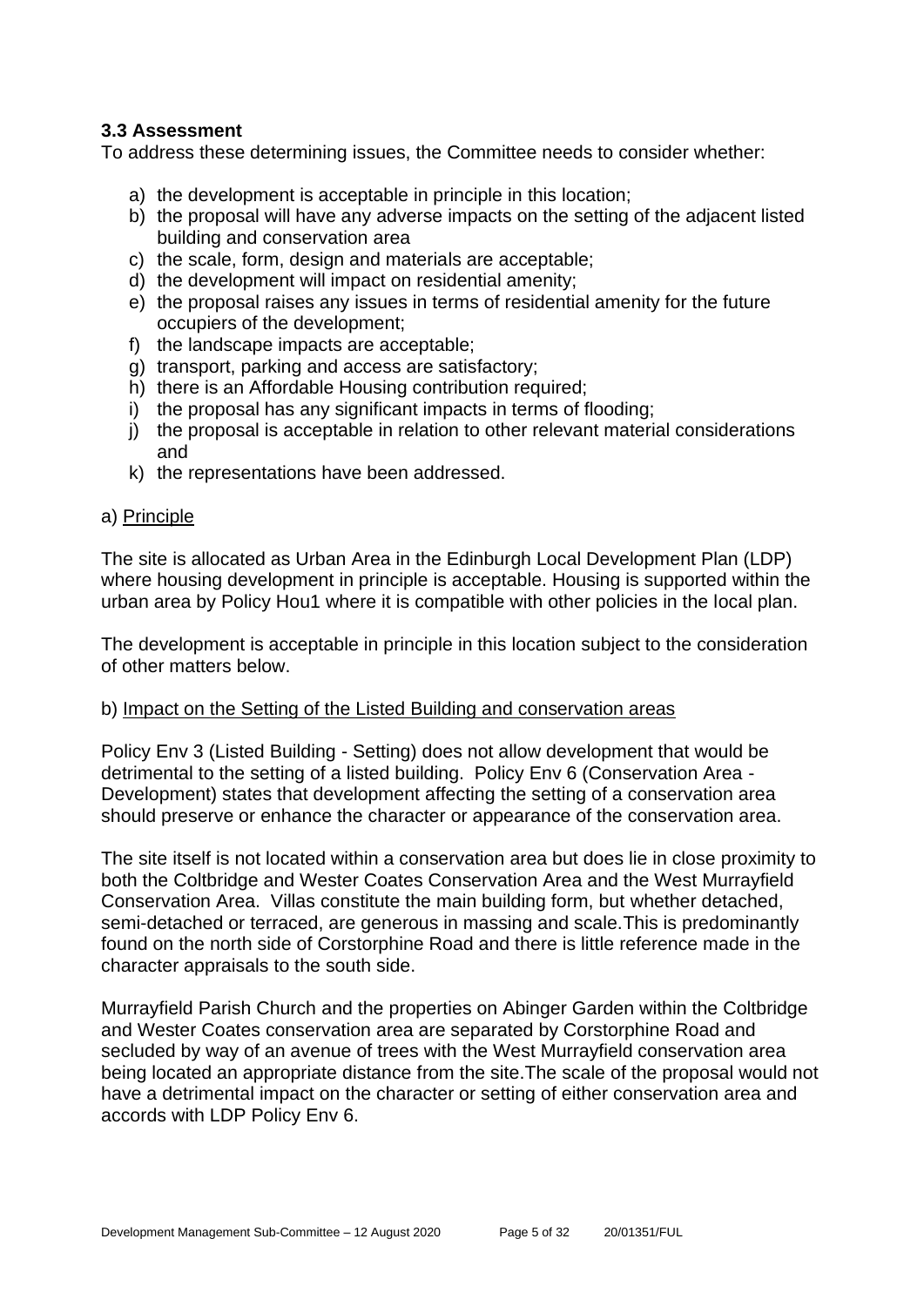### 3.3 Assessment

To address these determining issues, the Committee needs to consider whether:

a) the development is acceptable in principle in this location;
b) the proposal will have any adverse impacts on the setting of the adjacent listed building and conservation area
c) the scale, form, design and materials are acceptable;
d) the development will impact on residential amenity;
e) the proposal raises any issues in terms of residential amenity for the future occupiers of the development;
f) the landscape impacts are acceptable;
g) transport, parking and access are satisfactory;
h) there is an Affordable Housing contribution required;
i) the proposal has any significant impacts in terms of flooding;
j) the proposal is acceptable in relation to other relevant material considerations and
k) the representations have been addressed.

a) Principle

The site is allocated as Urban Area in the Edinburgh Local Development Plan (LDP) where housing development in principle is acceptable. Housing is supported within the urban area by Policy Hou1 where it is compatible with other policies in the local plan.

The development is acceptable in principle in this location subject to the consideration of other matters below.

b) Impact on the Setting of the Listed Building and conservation areas

Policy Env 3 (Listed Building - Setting) does not allow development that would be detrimental to the setting of a listed building. Policy Env 6 (Conservation Area - Development) states that development affecting the setting of a conservation area should preserve or enhance the character or appearance of the conservation area.

The site itself is not located within a conservation area but does lie in close proximity to both the Coltbridge and Wester Coates Conservation Area and the West Murrayfield Conservation Area. Villas constitute the main building form, but whether detached, semi-detached or terraced, are generous in massing and scale.This is predominantly found on the north side of Corstorphine Road and there is little reference made in the character appraisals to the south side.

Murrayfield Parish Church and the properties on Abinger Garden within the Coltbridge and Wester Coates conservation area are separated by Corstorphine Road and secluded by way of an avenue of trees with the West Murrayfield conservation area being located an appropriate distance from the site.The scale of the proposal would not have a detrimental impact on the character or setting of either conservation area and accords with LDP Policy Env 6.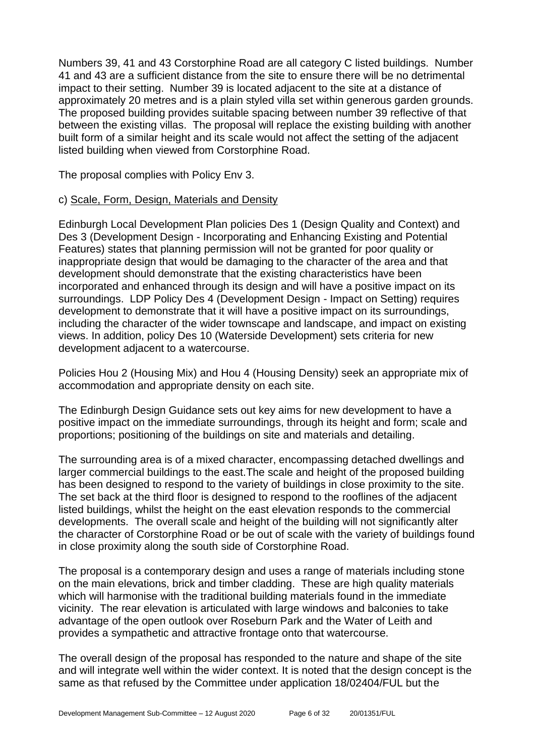Numbers 39, 41 and 43 Corstorphine Road are all category C listed buildings. Number 41 and 43 are a sufficient distance from the site to ensure there will be no detrimental impact to their setting. Number 39 is located adjacent to the site at a distance of approximately 20 metres and is a plain styled villa set within generous garden grounds. The proposed building provides suitable spacing between number 39 reflective of that between the existing villas. The proposal will replace the existing building with another built form of a similar height and its scale would not affect the setting of the adjacent listed building when viewed from Corstorphine Road.

The proposal complies with Policy Env 3.

c) Scale, Form, Design, Materials and Density

Edinburgh Local Development Plan policies Des 1 (Design Quality and Context) and Des 3 (Development Design - Incorporating and Enhancing Existing and Potential Features) states that planning permission will not be granted for poor quality or inappropriate design that would be damaging to the character of the area and that development should demonstrate that the existing characteristics have been incorporated and enhanced through its design and will have a positive impact on its surroundings. LDP Policy Des 4 (Development Design - Impact on Setting) requires development to demonstrate that it will have a positive impact on its surroundings, including the character of the wider townscape and landscape, and impact on existing views. In addition, policy Des 10 (Waterside Development) sets criteria for new development adjacent to a watercourse.

Policies Hou 2 (Housing Mix) and Hou 4 (Housing Density) seek an appropriate mix of accommodation and appropriate density on each site.

The Edinburgh Design Guidance sets out key aims for new development to have a positive impact on the immediate surroundings, through its height and form; scale and proportions; positioning of the buildings on site and materials and detailing.

The surrounding area is of a mixed character, encompassing detached dwellings and larger commercial buildings to the east.The scale and height of the proposed building has been designed to respond to the variety of buildings in close proximity to the site. The set back at the third floor is designed to respond to the rooflines of the adjacent listed buildings, whilst the height on the east elevation responds to the commercial developments. The overall scale and height of the building will not significantly alter the character of Corstorphine Road or be out of scale with the variety of buildings found in close proximity along the south side of Corstorphine Road.

The proposal is a contemporary design and uses a range of materials including stone on the main elevations, brick and timber cladding. These are high quality materials which will harmonise with the traditional building materials found in the immediate vicinity. The rear elevation is articulated with large windows and balconies to take advantage of the open outlook over Roseburn Park and the Water of Leith and provides a sympathetic and attractive frontage onto that watercourse.

The overall design of the proposal has responded to the nature and shape of the site and will integrate well within the wider context. It is noted that the design concept is the same as that refused by the Committee under application 18/02404/FUL but the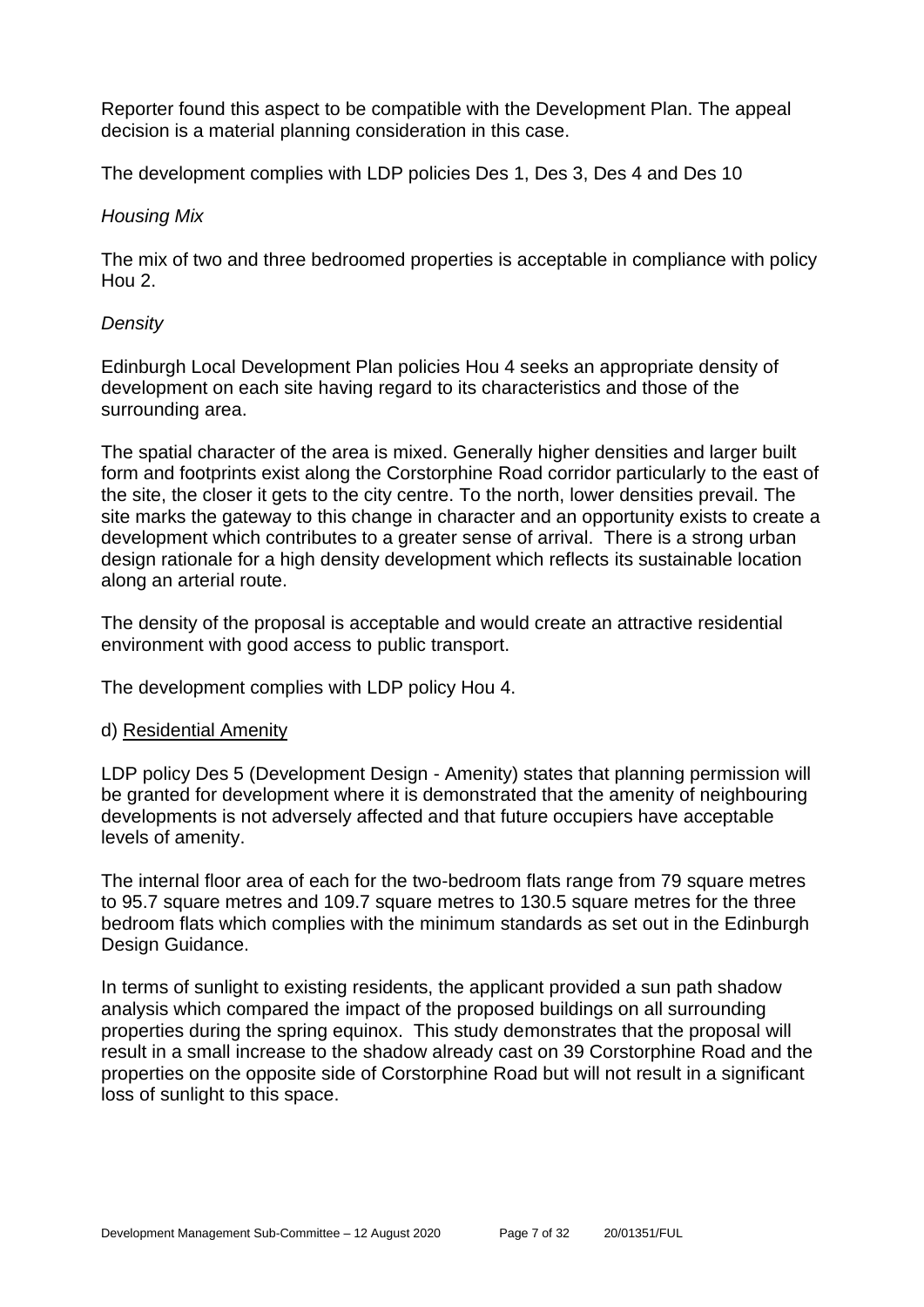Reporter found this aspect to be compatible with the Development Plan. The appeal decision is a material planning consideration in this case.

The development complies with LDP policies Des 1, Des 3, Des 4 and Des 10

*Housing Mix*

The mix of two and three bedroomed properties is acceptable in compliance with policy Hou 2.

*Density*

Edinburgh Local Development Plan policies Hou 4 seeks an appropriate density of development on each site having regard to its characteristics and those of the surrounding area.

The spatial character of the area is mixed. Generally higher densities and larger built form and footprints exist along the Corstorphine Road corridor particularly to the east of the site, the closer it gets to the city centre. To the north, lower densities prevail. The site marks the gateway to this change in character and an opportunity exists to create a development which contributes to a greater sense of arrival. There is a strong urban design rationale for a high density development which reflects its sustainable location along an arterial route.

The density of the proposal is acceptable and would create an attractive residential environment with good access to public transport.

The development complies with LDP policy Hou 4.

d) <u>Residential Amenity</u>

LDP policy Des 5 (Development Design - Amenity) states that planning permission will be granted for development where it is demonstrated that the amenity of neighbouring developments is not adversely affected and that future occupiers have acceptable levels of amenity.

The internal floor area of each for the two-bedroom flats range from 79 square metres to 95.7 square metres and 109.7 square metres to 130.5 square metres for the three bedroom flats which complies with the minimum standards as set out in the Edinburgh Design Guidance.

In terms of sunlight to existing residents, the applicant provided a sun path shadow analysis which compared the impact of the proposed buildings on all surrounding properties during the spring equinox. This study demonstrates that the proposal will result in a small increase to the shadow already cast on 39 Corstorphine Road and the properties on the opposite side of Corstorphine Road but will not result in a significant loss of sunlight to this space.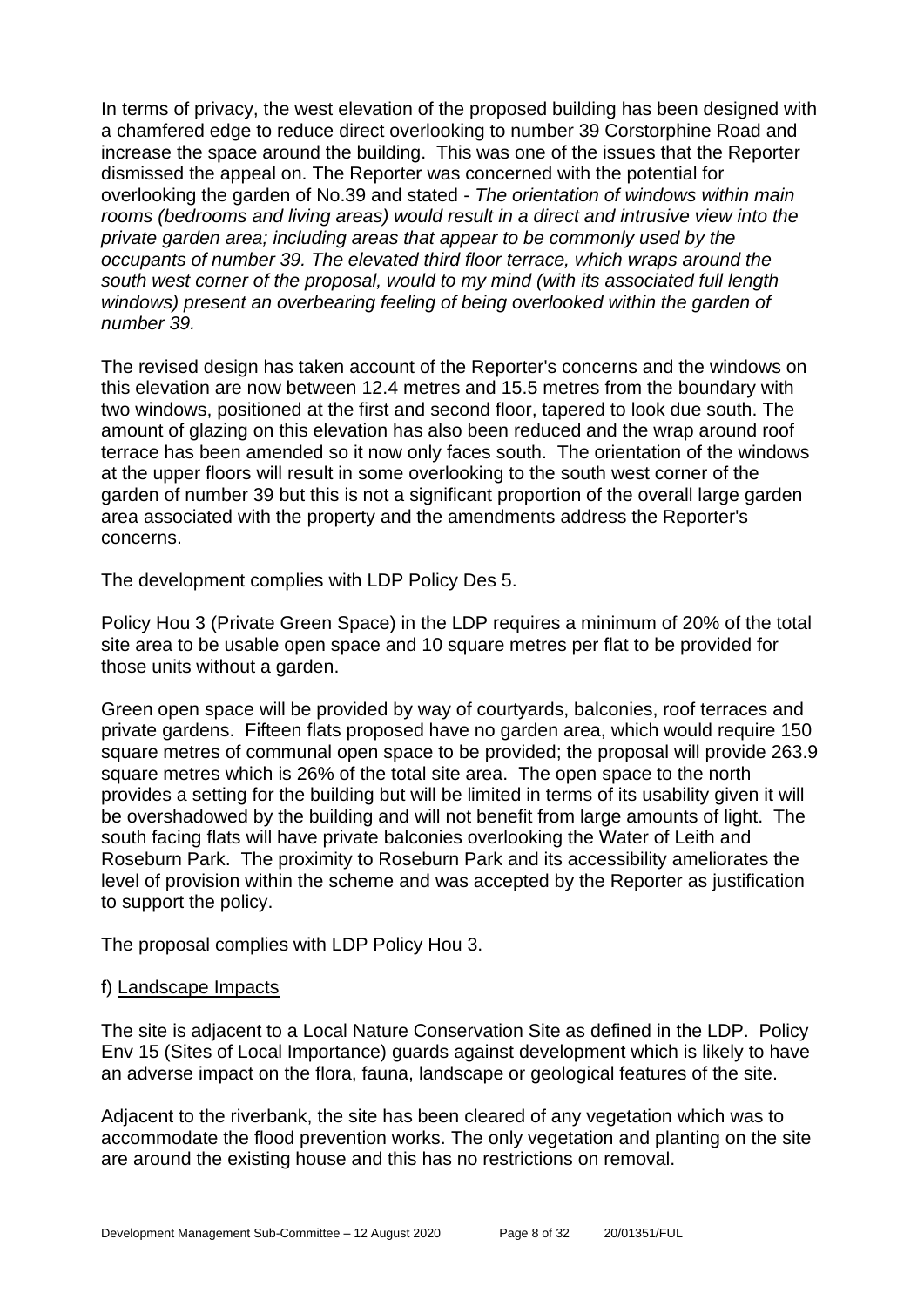In terms of privacy, the west elevation of the proposed building has been designed with a chamfered edge to reduce direct overlooking to number 39 Corstorphine Road and increase the space around the building. This was one of the issues that the Reporter dismissed the appeal on. The Reporter was concerned with the potential for overlooking the garden of No.39 and stated - *The orientation of windows within main rooms (bedrooms and living areas) would result in a direct and intrusive view into the private garden area; including areas that appear to be commonly used by the occupants of number 39. The elevated third floor terrace, which wraps around the south west corner of the proposal, would to my mind (with its associated full length windows) present an overbearing feeling of being overlooked within the garden of number 39.*

The revised design has taken account of the Reporter's concerns and the windows on this elevation are now between 12.4 metres and 15.5 metres from the boundary with two windows, positioned at the first and second floor, tapered to look due south. The amount of glazing on this elevation has also been reduced and the wrap around roof terrace has been amended so it now only faces south. The orientation of the windows at the upper floors will result in some overlooking to the south west corner of the garden of number 39 but this is not a significant proportion of the overall large garden area associated with the property and the amendments address the Reporter's concerns.

The development complies with LDP Policy Des 5.

Policy Hou 3 (Private Green Space) in the LDP requires a minimum of 20% of the total site area to be usable open space and 10 square metres per flat to be provided for those units without a garden.

Green open space will be provided by way of courtyards, balconies, roof terraces and private gardens. Fifteen flats proposed have no garden area, which would require 150 square metres of communal open space to be provided; the proposal will provide 263.9 square metres which is 26% of the total site area. The open space to the north provides a setting for the building but will be limited in terms of its usability given it will be overshadowed by the building and will not benefit from large amounts of light. The south facing flats will have private balconies overlooking the Water of Leith and Roseburn Park. The proximity to Roseburn Park and its accessibility ameliorates the level of provision within the scheme and was accepted by the Reporter as justification to support the policy.

The proposal complies with LDP Policy Hou 3.

f) <u>Landscape Impacts</u>

The site is adjacent to a Local Nature Conservation Site as defined in the LDP. Policy Env 15 (Sites of Local Importance) guards against development which is likely to have an adverse impact on the flora, fauna, landscape or geological features of the site.

Adjacent to the riverbank, the site has been cleared of any vegetation which was to accommodate the flood prevention works. The only vegetation and planting on the site are around the existing house and this has no restrictions on removal.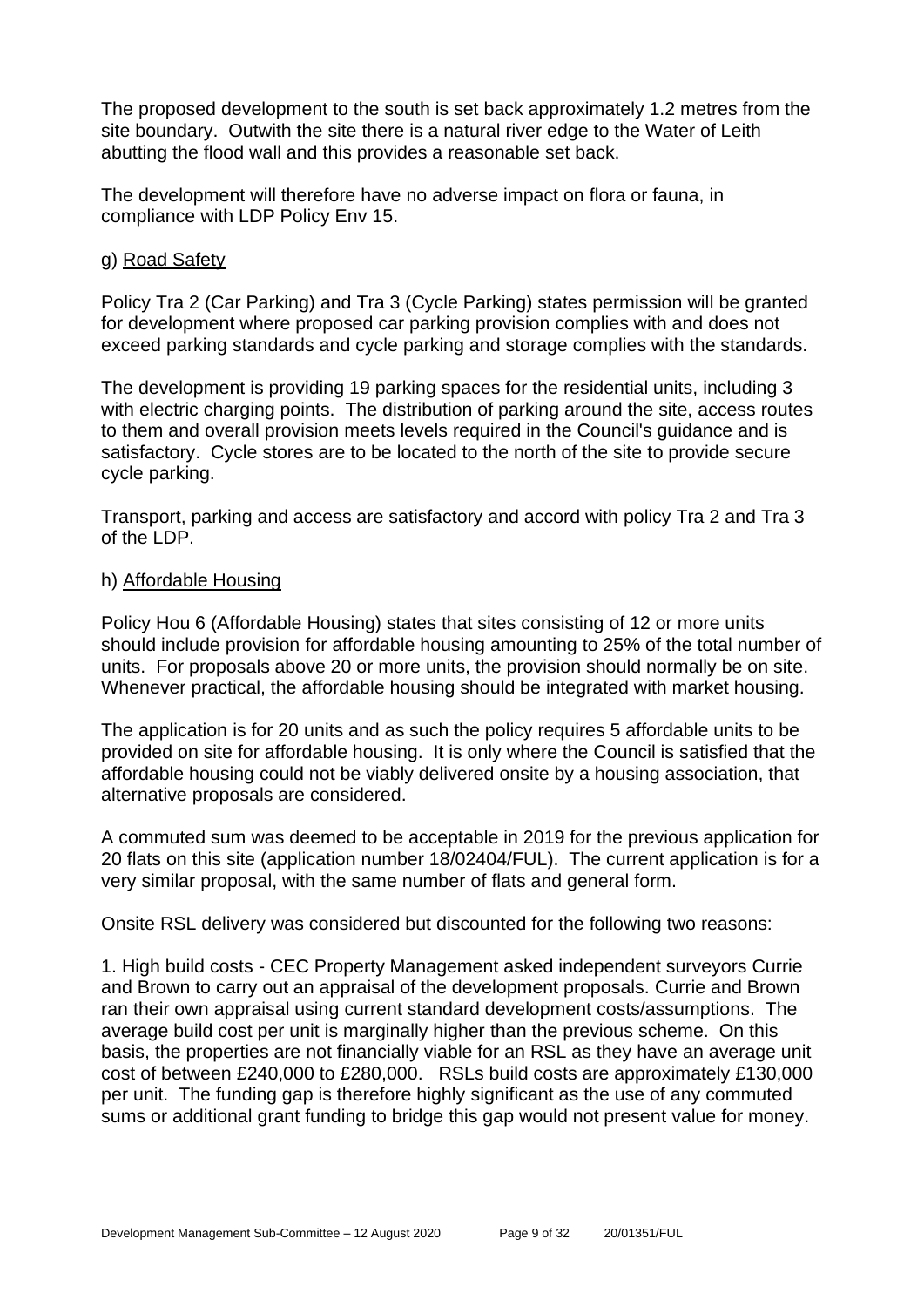The proposed development to the south is set back approximately 1.2 metres from the site boundary. Outwith the site there is a natural river edge to the Water of Leith abutting the flood wall and this provides a reasonable set back.

The development will therefore have no adverse impact on flora or fauna, in compliance with LDP Policy Env 15.

g) <u>Road Safety</u>

Policy Tra 2 (Car Parking) and Tra 3 (Cycle Parking) states permission will be granted for development where proposed car parking provision complies with and does not exceed parking standards and cycle parking and storage complies with the standards.

The development is providing 19 parking spaces for the residential units, including 3 with electric charging points. The distribution of parking around the site, access routes to them and overall provision meets levels required in the Council's guidance and is satisfactory. Cycle stores are to be located to the north of the site to provide secure cycle parking.

Transport, parking and access are satisfactory and accord with policy Tra 2 and Tra 3 of the LDP.

h) <u>Affordable Housing</u>

Policy Hou 6 (Affordable Housing) states that sites consisting of 12 or more units should include provision for affordable housing amounting to 25% of the total number of units. For proposals above 20 or more units, the provision should normally be on site. Whenever practical, the affordable housing should be integrated with market housing.

The application is for 20 units and as such the policy requires 5 affordable units to be provided on site for affordable housing. It is only where the Council is satisfied that the affordable housing could not be viably delivered onsite by a housing association, that alternative proposals are considered.

A commuted sum was deemed to be acceptable in 2019 for the previous application for 20 flats on this site (application number 18/02404/FUL). The current application is for a very similar proposal, with the same number of flats and general form.

Onsite RSL delivery was considered but discounted for the following two reasons:

1. High build costs - CEC Property Management asked independent surveyors Currie and Brown to carry out an appraisal of the development proposals. Currie and Brown ran their own appraisal using current standard development costs/assumptions. The average build cost per unit is marginally higher than the previous scheme. On this basis, the properties are not financially viable for an RSL as they have an average unit cost of between £240,000 to £280,000. RSLs build costs are approximately £130,000 per unit. The funding gap is therefore highly significant as the use of any commuted sums or additional grant funding to bridge this gap would not present value for money.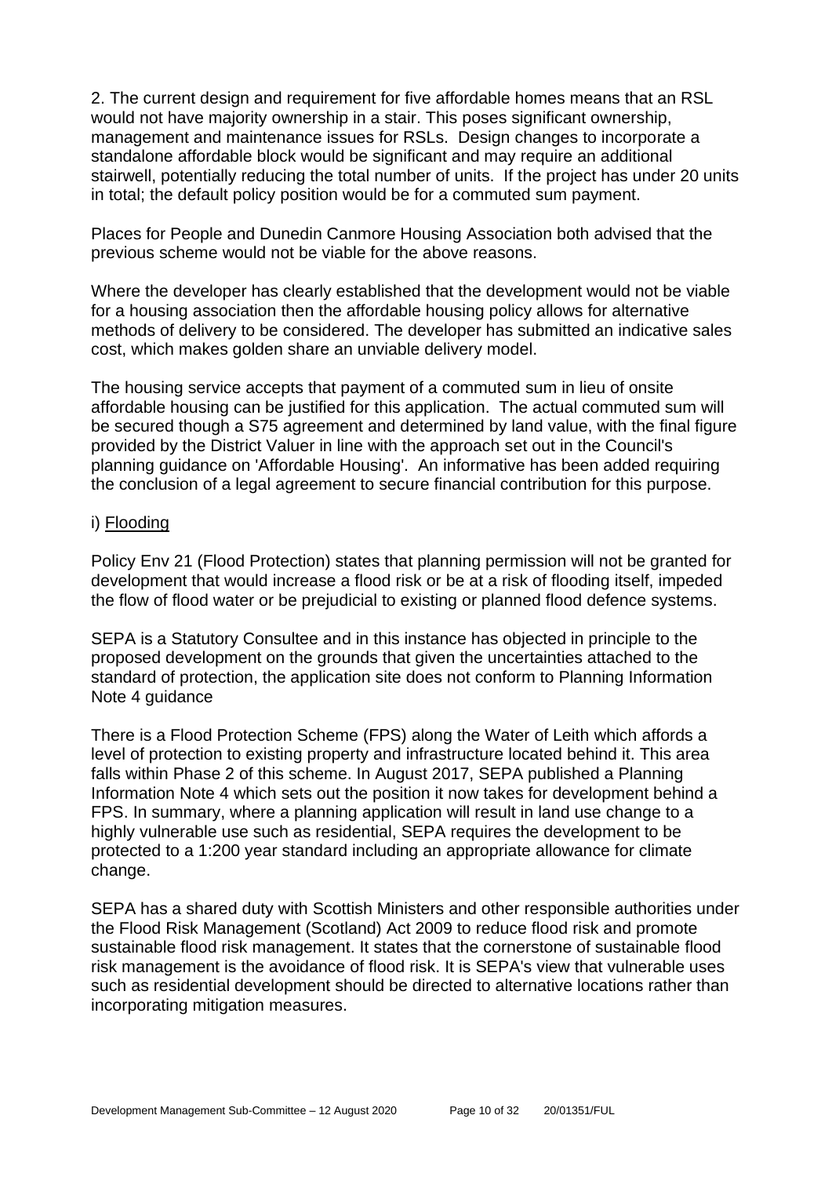2. The current design and requirement for five affordable homes means that an RSL would not have majority ownership in a stair. This poses significant ownership, management and maintenance issues for RSLs. Design changes to incorporate a standalone affordable block would be significant and may require an additional stairwell, potentially reducing the total number of units. If the project has under 20 units in total; the default policy position would be for a commuted sum payment.

Places for People and Dunedin Canmore Housing Association both advised that the previous scheme would not be viable for the above reasons.

Where the developer has clearly established that the development would not be viable for a housing association then the affordable housing policy allows for alternative methods of delivery to be considered. The developer has submitted an indicative sales cost, which makes golden share an unviable delivery model.

The housing service accepts that payment of a commuted sum in lieu of onsite affordable housing can be justified for this application. The actual commuted sum will be secured though a S75 agreement and determined by land value, with the final figure provided by the District Valuer in line with the approach set out in the Council's planning guidance on 'Affordable Housing'. An informative has been added requiring the conclusion of a legal agreement to secure financial contribution for this purpose.

i) Flooding

Policy Env 21 (Flood Protection) states that planning permission will not be granted for development that would increase a flood risk or be at a risk of flooding itself, impeded the flow of flood water or be prejudicial to existing or planned flood defence systems.

SEPA is a Statutory Consultee and in this instance has objected in principle to the proposed development on the grounds that given the uncertainties attached to the standard of protection, the application site does not conform to Planning Information Note 4 guidance

There is a Flood Protection Scheme (FPS) along the Water of Leith which affords a level of protection to existing property and infrastructure located behind it. This area falls within Phase 2 of this scheme. In August 2017, SEPA published a Planning Information Note 4 which sets out the position it now takes for development behind a FPS. In summary, where a planning application will result in land use change to a highly vulnerable use such as residential, SEPA requires the development to be protected to a 1:200 year standard including an appropriate allowance for climate change.

SEPA has a shared duty with Scottish Ministers and other responsible authorities under the Flood Risk Management (Scotland) Act 2009 to reduce flood risk and promote sustainable flood risk management. It states that the cornerstone of sustainable flood risk management is the avoidance of flood risk. It is SEPA's view that vulnerable uses such as residential development should be directed to alternative locations rather than incorporating mitigation measures.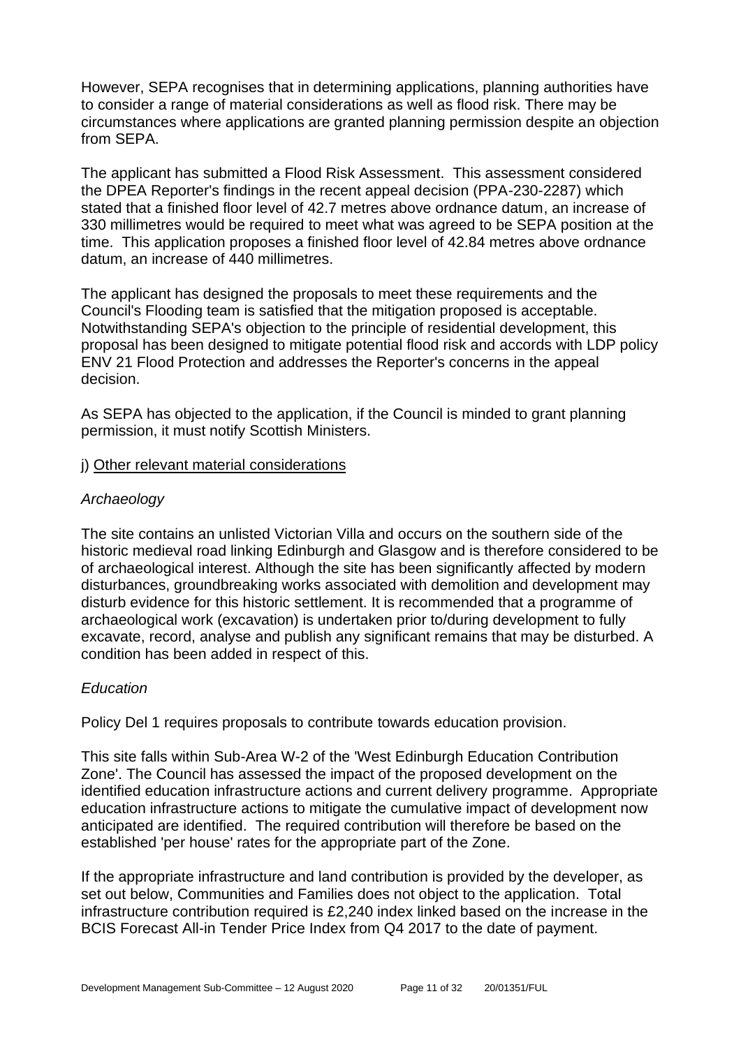However, SEPA recognises that in determining applications, planning authorities have to consider a range of material considerations as well as flood risk. There may be circumstances where applications are granted planning permission despite an objection from SEPA.

The applicant has submitted a Flood Risk Assessment. This assessment considered the DPEA Reporter's findings in the recent appeal decision (PPA-230-2287) which stated that a finished floor level of 42.7 metres above ordnance datum, an increase of 330 millimetres would be required to meet what was agreed to be SEPA position at the time. This application proposes a finished floor level of 42.84 metres above ordnance datum, an increase of 440 millimetres.

The applicant has designed the proposals to meet these requirements and the Council's Flooding team is satisfied that the mitigation proposed is acceptable. Notwithstanding SEPA's objection to the principle of residential development, this proposal has been designed to mitigate potential flood risk and accords with LDP policy ENV 21 Flood Protection and addresses the Reporter's concerns in the appeal decision.

As SEPA has objected to the application, if the Council is minded to grant planning permission, it must notify Scottish Ministers.

j) Other relevant material considerations

*Archaeology*

The site contains an unlisted Victorian Villa and occurs on the southern side of the historic medieval road linking Edinburgh and Glasgow and is therefore considered to be of archaeological interest. Although the site has been significantly affected by modern disturbances, groundbreaking works associated with demolition and development may disturb evidence for this historic settlement. It is recommended that a programme of archaeological work (excavation) is undertaken prior to/during development to fully excavate, record, analyse and publish any significant remains that may be disturbed. A condition has been added in respect of this.

*Education*

Policy Del 1 requires proposals to contribute towards education provision.

This site falls within Sub-Area W-2 of the 'West Edinburgh Education Contribution Zone'. The Council has assessed the impact of the proposed development on the identified education infrastructure actions and current delivery programme. Appropriate education infrastructure actions to mitigate the cumulative impact of development now anticipated are identified. The required contribution will therefore be based on the established 'per house' rates for the appropriate part of the Zone.

If the appropriate infrastructure and land contribution is provided by the developer, as set out below, Communities and Families does not object to the application. Total infrastructure contribution required is £2,240 index linked based on the increase in the BCIS Forecast All-in Tender Price Index from Q4 2017 to the date of payment.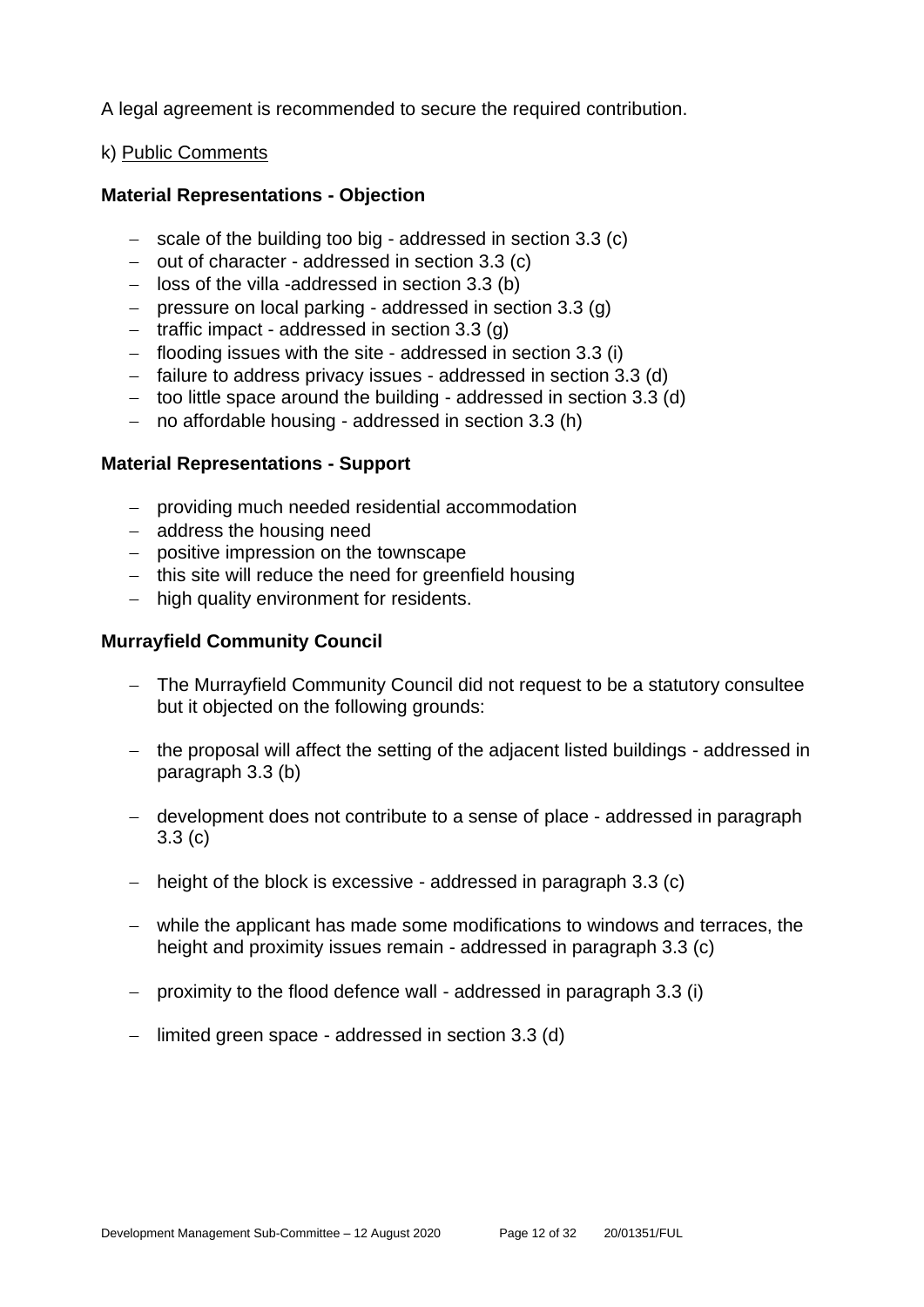A legal agreement is recommended to secure the required contribution.

k) Public Comments

**Material Representations - Objection**

- scale of the building too big - addressed in section 3.3 (c)
- out of character - addressed in section 3.3 (c)
- loss of the villa -addressed in section 3.3 (b)
- pressure on local parking - addressed in section 3.3 (g)
- traffic impact - addressed in section 3.3 (g)
- flooding issues with the site - addressed in section 3.3 (i)
- failure to address privacy issues - addressed in section 3.3 (d)
- too little space around the building - addressed in section 3.3 (d)
- no affordable housing - addressed in section 3.3 (h)

**Material Representations - Support**

- providing much needed residential accommodation
- address the housing need
- positive impression on the townscape
- this site will reduce the need for greenfield housing
- high quality environment for residents.

**Murrayfield Community Council**

- The Murrayfield Community Council did not request to be a statutory consultee but it objected on the following grounds:

- the proposal will affect the setting of the adjacent listed buildings - addressed in paragraph 3.3 (b)

- development does not contribute to a sense of place - addressed in paragraph 3.3 (c)

- height of the block is excessive - addressed in paragraph 3.3 (c)

- while the applicant has made some modifications to windows and terraces, the height and proximity issues remain - addressed in paragraph 3.3 (c)

- proximity to the flood defence wall - addressed in paragraph 3.3 (i)

- limited green space - addressed in section 3.3 (d)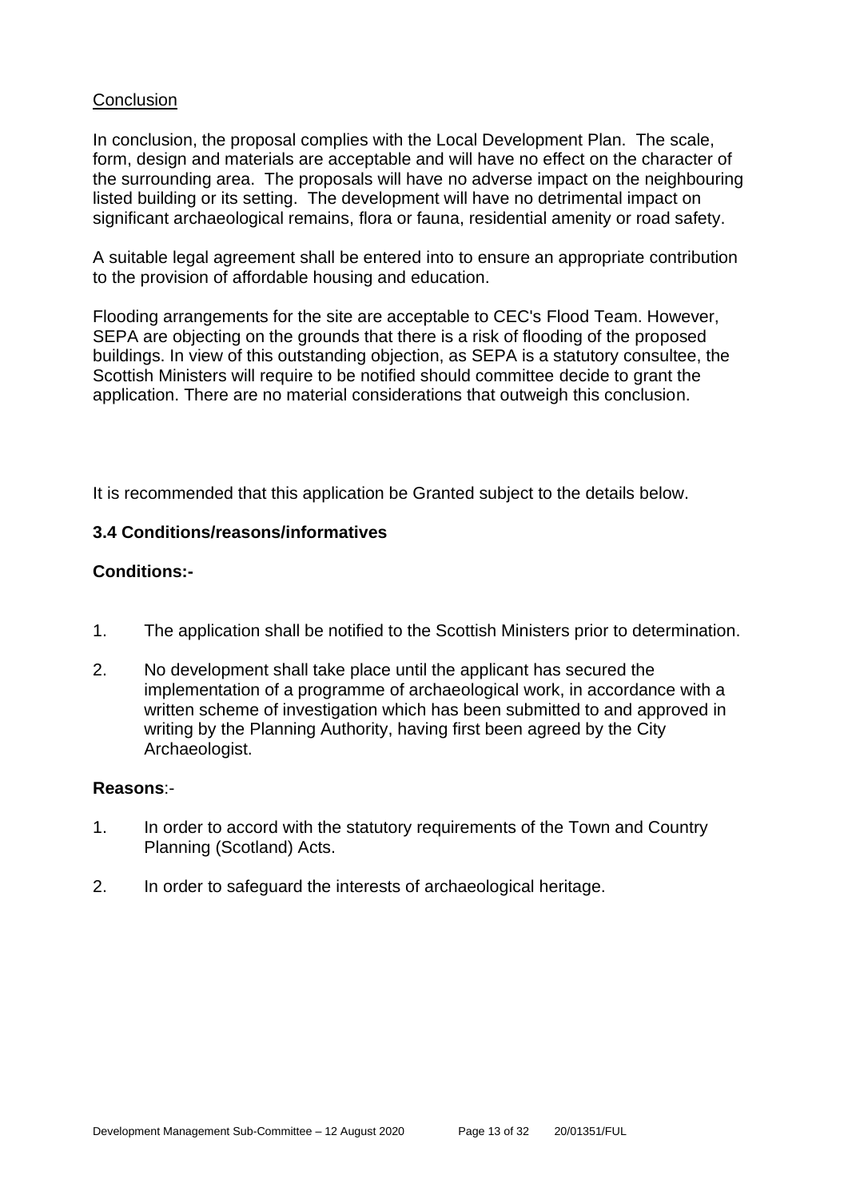Conclusion

In conclusion, the proposal complies with the Local Development Plan. The scale, form, design and materials are acceptable and will have no effect on the character of the surrounding area. The proposals will have no adverse impact on the neighbouring listed building or its setting. The development will have no detrimental impact on significant archaeological remains, flora or fauna, residential amenity or road safety.

A suitable legal agreement shall be entered into to ensure an appropriate contribution to the provision of affordable housing and education.

Flooding arrangements for the site are acceptable to CEC's Flood Team. However, SEPA are objecting on the grounds that there is a risk of flooding of the proposed buildings. In view of this outstanding objection, as SEPA is a statutory consultee, the Scottish Ministers will require to be notified should committee decide to grant the application. There are no material considerations that outweigh this conclusion.

It is recommended that this application be Granted subject to the details below.

### 3.4 Conditions/reasons/informatives

**Conditions:-**

1. The application shall be notified to the Scottish Ministers prior to determination.
2. No development shall take place until the applicant has secured the implementation of a programme of archaeological work, in accordance with a written scheme of investigation which has been submitted to and approved in writing by the Planning Authority, having first been agreed by the City Archaeologist.

**Reasons**:-

1. In order to accord with the statutory requirements of the Town and Country Planning (Scotland) Acts.
2. In order to safeguard the interests of archaeological heritage.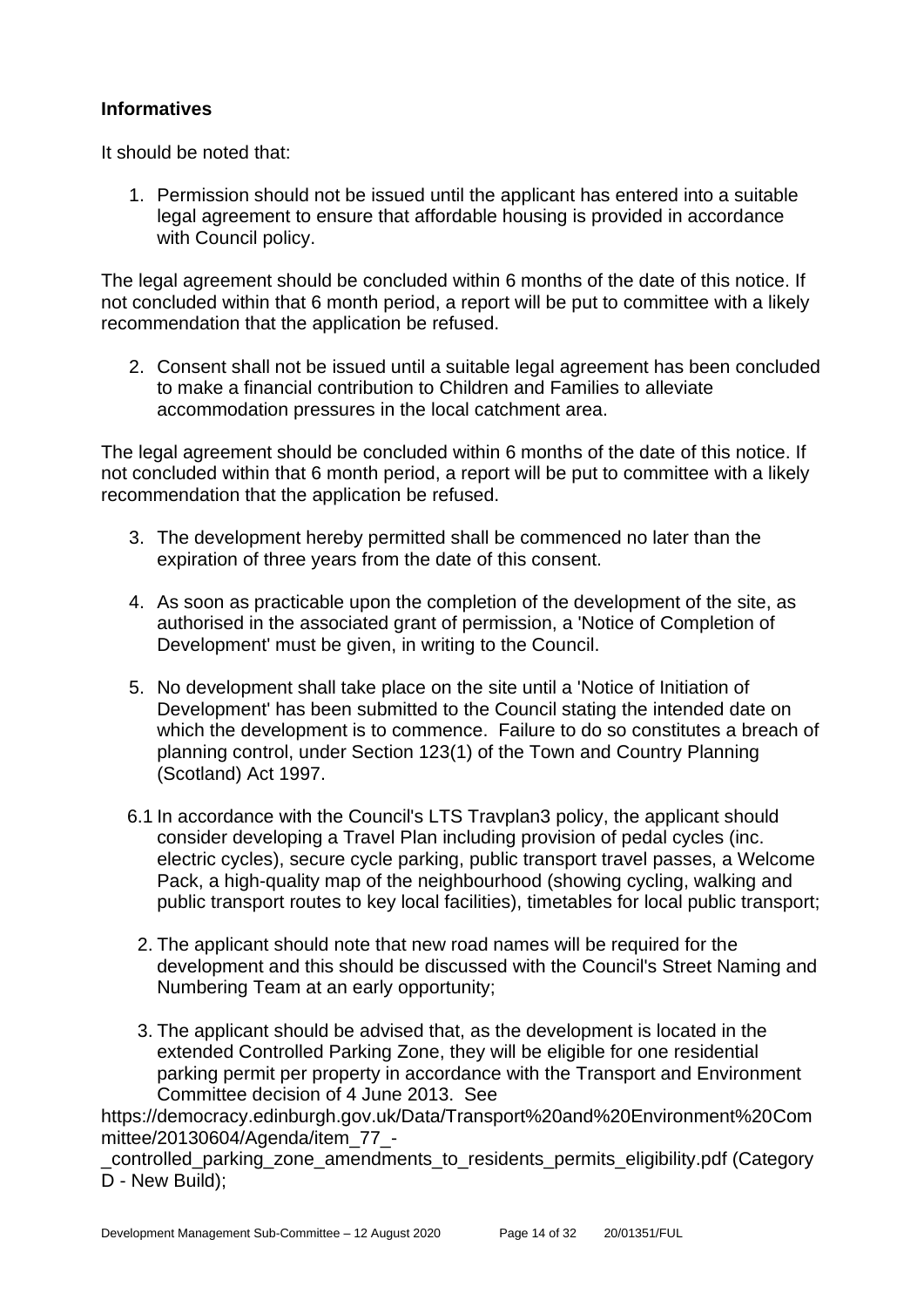### Informatives

It should be noted that:

1. Permission should not be issued until the applicant has entered into a suitable legal agreement to ensure that affordable housing is provided in accordance with Council policy.

The legal agreement should be concluded within 6 months of the date of this notice. If not concluded within that 6 month period, a report will be put to committee with a likely recommendation that the application be refused.

2. Consent shall not be issued until a suitable legal agreement has been concluded to make a financial contribution to Children and Families to alleviate accommodation pressures in the local catchment area.

The legal agreement should be concluded within 6 months of the date of this notice. If not concluded within that 6 month period, a report will be put to committee with a likely recommendation that the application be refused.

3. The development hereby permitted shall be commenced no later than the expiration of three years from the date of this consent.

4. As soon as practicable upon the completion of the development of the site, as authorised in the associated grant of permission, a 'Notice of Completion of Development' must be given, in writing to the Council.

5. No development shall take place on the site until a 'Notice of Initiation of Development' has been submitted to the Council stating the intended date on which the development is to commence. Failure to do so constitutes a breach of planning control, under Section 123(1) of the Town and Country Planning (Scotland) Act 1997.

6.1 In accordance with the Council's LTS Travplan3 policy, the applicant should consider developing a Travel Plan including provision of pedal cycles (inc. electric cycles), secure cycle parking, public transport travel passes, a Welcome Pack, a high-quality map of the neighbourhood (showing cycling, walking and public transport routes to key local facilities), timetables for local public transport;

2. The applicant should note that new road names will be required for the development and this should be discussed with the Council's Street Naming and Numbering Team at an early opportunity;

3. The applicant should be advised that, as the development is located in the extended Controlled Parking Zone, they will be eligible for one residential parking permit per property in accordance with the Transport and Environment Committee decision of 4 June 2013. See https://democracy.edinburgh.gov.uk/Data/Transport%20and%20Environment%20Committee/20130604/Agenda/item_77_-_controlled_parking_zone_amendments_to_residents_permits_eligibility.pdf (Category D - New Build);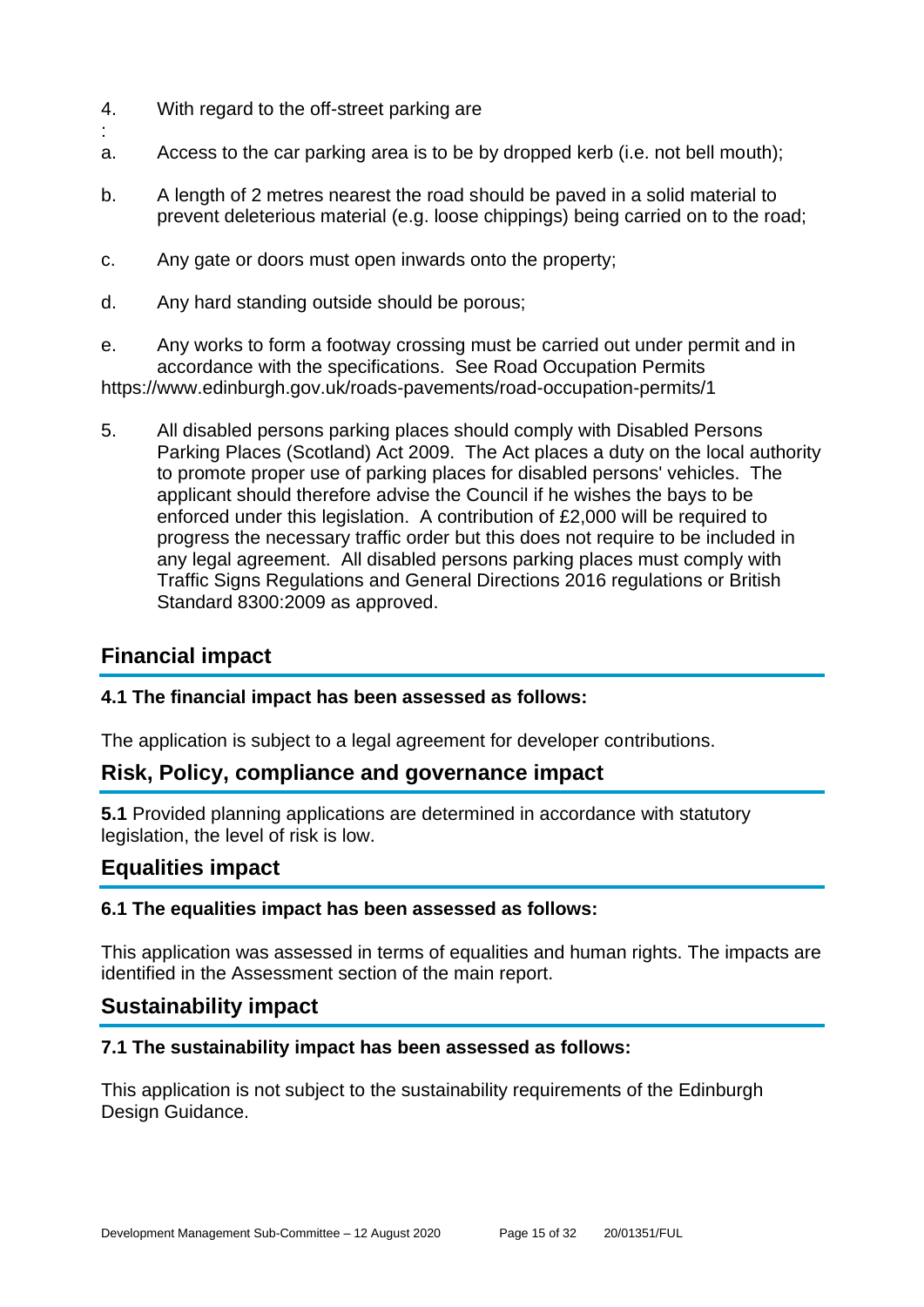4. With regard to the off-street parking are
:

a. Access to the car parking area is to be by dropped kerb (i.e. not bell mouth);

b. A length of 2 metres nearest the road should be paved in a solid material to prevent deleterious material (e.g. loose chippings) being carried on to the road;

c. Any gate or doors must open inwards onto the property;

d. Any hard standing outside should be porous;

e. Any works to form a footway crossing must be carried out under permit and in accordance with the specifications. See Road Occupation Permits https://www.edinburgh.gov.uk/roads-pavements/road-occupation-permits/1

5. All disabled persons parking places should comply with Disabled Persons Parking Places (Scotland) Act 2009. The Act places a duty on the local authority to promote proper use of parking places for disabled persons' vehicles. The applicant should therefore advise the Council if he wishes the bays to be enforced under this legislation. A contribution of £2,000 will be required to progress the necessary traffic order but this does not require to be included in any legal agreement. All disabled persons parking places must comply with Traffic Signs Regulations and General Directions 2016 regulations or British Standard 8300:2009 as approved.

## Financial impact

### 4.1 The financial impact has been assessed as follows:

The application is subject to a legal agreement for developer contributions.

## Risk, Policy, compliance and governance impact

**5.1** Provided planning applications are determined in accordance with statutory legislation, the level of risk is low.

## Equalities impact

### 6.1 The equalities impact has been assessed as follows:

This application was assessed in terms of equalities and human rights. The impacts are identified in the Assessment section of the main report.

## Sustainability impact

### 7.1 The sustainability impact has been assessed as follows:

This application is not subject to the sustainability requirements of the Edinburgh Design Guidance.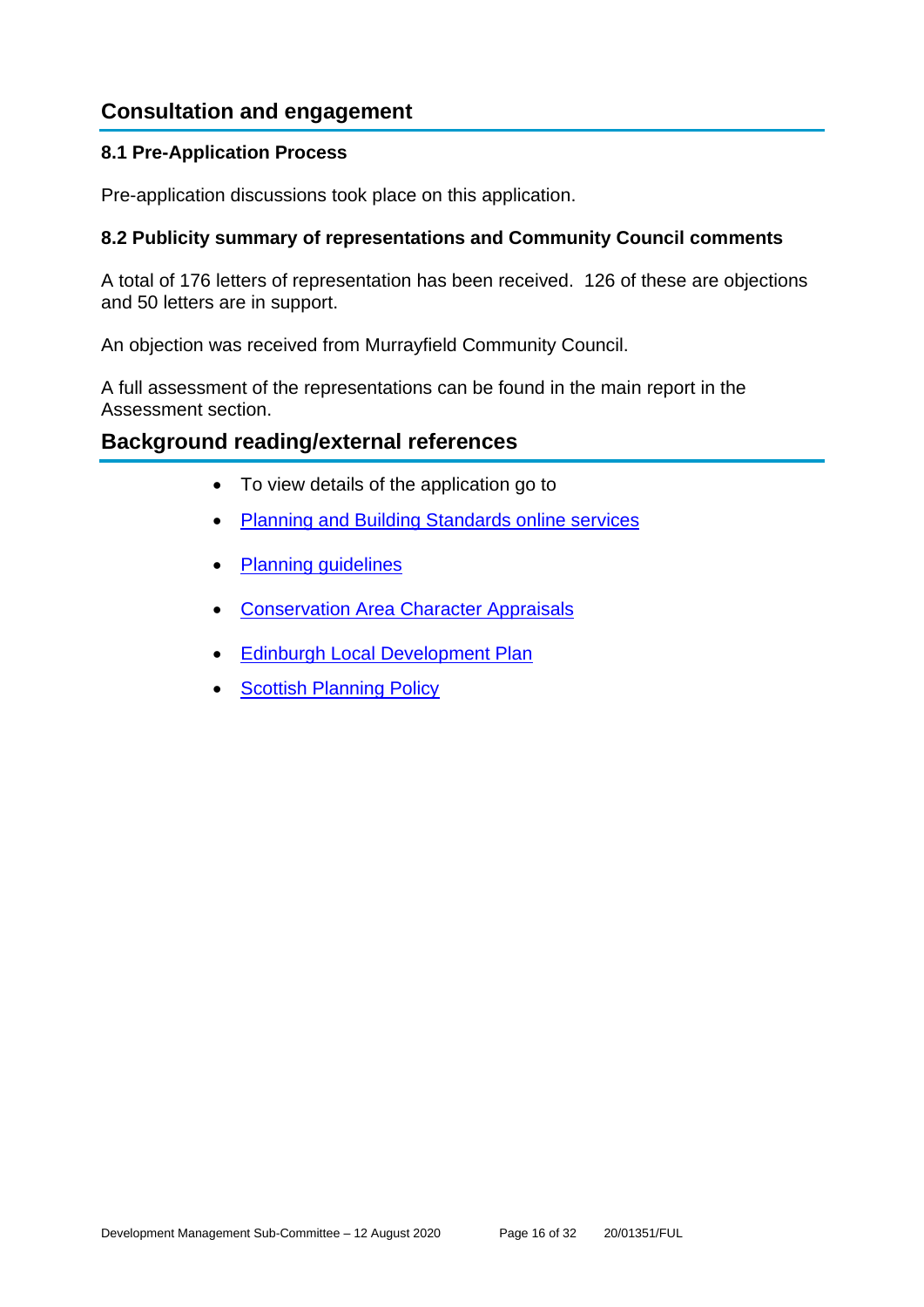## Consultation and engagement

### 8.1 Pre-Application Process

Pre-application discussions took place on this application.

### 8.2 Publicity summary of representations and Community Council comments

A total of 176 letters of representation has been received. 126 of these are objections and 50 letters are in support.

An objection was received from Murrayfield Community Council.

A full assessment of the representations can be found in the main report in the Assessment section.

## Background reading/external references

- To view details of the application go to
- Planning and Building Standards online services
- Planning guidelines
- Conservation Area Character Appraisals
- Edinburgh Local Development Plan
- Scottish Planning Policy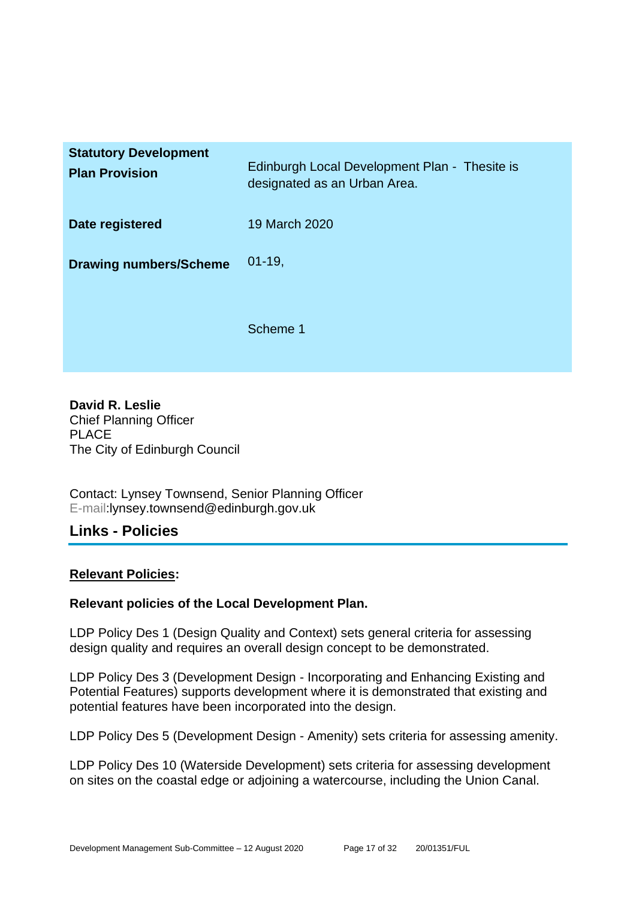| | |
|---|---|
| **Statutory Development Plan Provision** | Edinburgh Local Development Plan - Thesite is designated as an Urban Area. |
| **Date registered** | 19 March 2020 |
| **Drawing numbers/Scheme** | 01-19,<br><br>Scheme 1 |

**David R. Leslie**
Chief Planning Officer
PLACE
The City of Edinburgh Council

Contact: Lynsey Townsend, Senior Planning Officer
E-mail:lynsey.townsend@edinburgh.gov.uk

## Links - Policies

**Relevant Policies:**

**Relevant policies of the Local Development Plan.**

LDP Policy Des 1 (Design Quality and Context) sets general criteria for assessing design quality and requires an overall design concept to be demonstrated.

LDP Policy Des 3 (Development Design - Incorporating and Enhancing Existing and Potential Features) supports development where it is demonstrated that existing and potential features have been incorporated into the design.

LDP Policy Des 5 (Development Design - Amenity) sets criteria for assessing amenity.

LDP Policy Des 10 (Waterside Development) sets criteria for assessing development on sites on the coastal edge or adjoining a watercourse, including the Union Canal.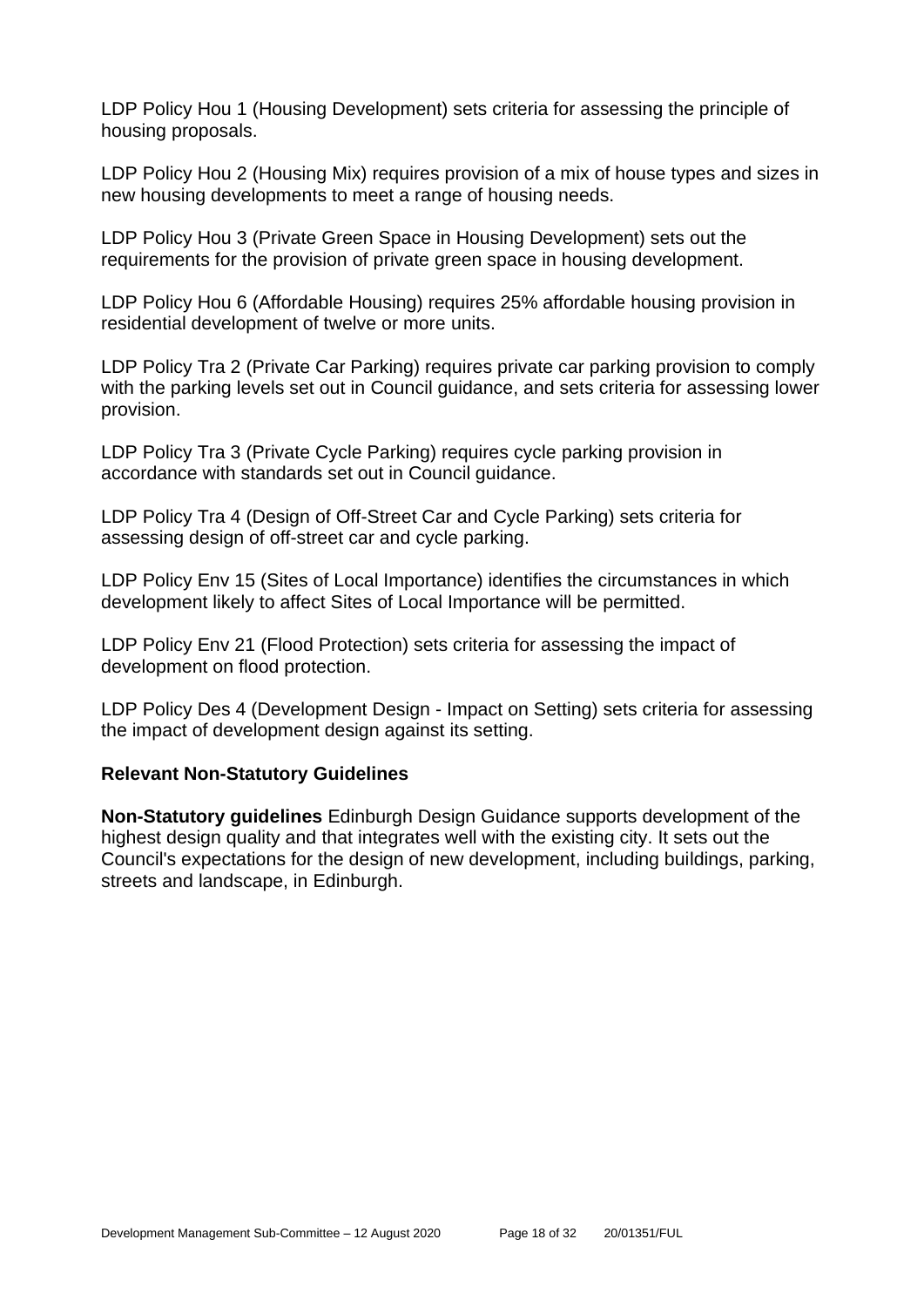LDP Policy Hou 1 (Housing Development) sets criteria for assessing the principle of housing proposals.

LDP Policy Hou 2 (Housing Mix) requires provision of a mix of house types and sizes in new housing developments to meet a range of housing needs.

LDP Policy Hou 3 (Private Green Space in Housing Development) sets out the requirements for the provision of private green space in housing development.

LDP Policy Hou 6 (Affordable Housing) requires 25% affordable housing provision in residential development of twelve or more units.

LDP Policy Tra 2 (Private Car Parking) requires private car parking provision to comply with the parking levels set out in Council guidance, and sets criteria for assessing lower provision.

LDP Policy Tra 3 (Private Cycle Parking) requires cycle parking provision in accordance with standards set out in Council guidance.

LDP Policy Tra 4 (Design of Off-Street Car and Cycle Parking) sets criteria for assessing design of off-street car and cycle parking.

LDP Policy Env 15 (Sites of Local Importance) identifies the circumstances in which development likely to affect Sites of Local Importance will be permitted.

LDP Policy Env 21 (Flood Protection) sets criteria for assessing the impact of development on flood protection.

LDP Policy Des 4 (Development Design - Impact on Setting) sets criteria for assessing the impact of development design against its setting.

### Relevant Non-Statutory Guidelines

**Non-Statutory guidelines** Edinburgh Design Guidance supports development of the highest design quality and that integrates well with the existing city. It sets out the Council's expectations for the design of new development, including buildings, parking, streets and landscape, in Edinburgh.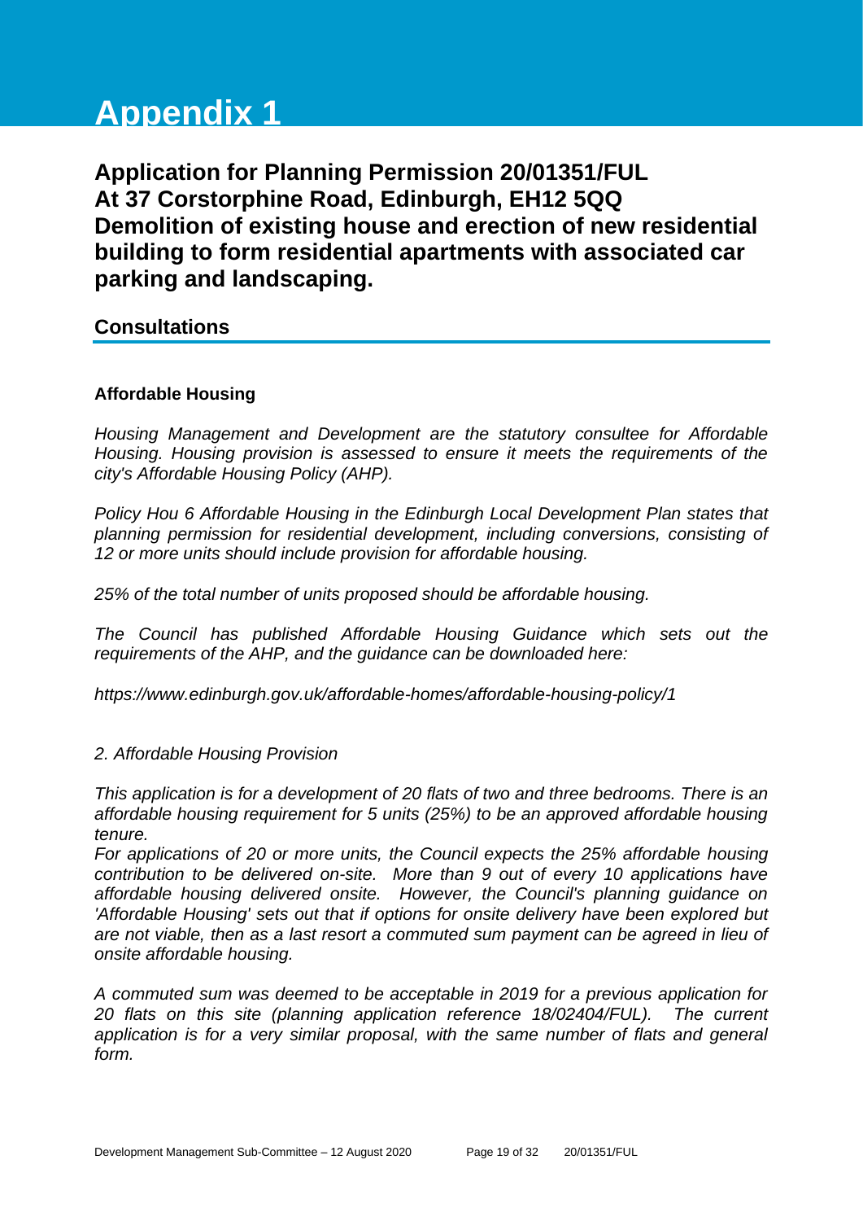# Appendix 1

## Application for Planning Permission 20/01351/FUL At 37 Corstorphine Road, Edinburgh, EH12 5QQ Demolition of existing house and erection of new residential building to form residential apartments with associated car parking and landscaping.

## Consultations

**Affordable Housing**

*Housing Management and Development are the statutory consultee for Affordable Housing. Housing provision is assessed to ensure it meets the requirements of the city's Affordable Housing Policy (AHP).*

*Policy Hou 6 Affordable Housing in the Edinburgh Local Development Plan states that planning permission for residential development, including conversions, consisting of 12 or more units should include provision for affordable housing.*

*25% of the total number of units proposed should be affordable housing.*

*The Council has published Affordable Housing Guidance which sets out the requirements of the AHP, and the guidance can be downloaded here:*

*https://www.edinburgh.gov.uk/affordable-homes/affordable-housing-policy/1*

*2. Affordable Housing Provision*

*This application is for a development of 20 flats of two and three bedrooms. There is an affordable housing requirement for 5 units (25%) to be an approved affordable housing tenure.*

*For applications of 20 or more units, the Council expects the 25% affordable housing contribution to be delivered on-site. More than 9 out of every 10 applications have affordable housing delivered onsite. However, the Council's planning guidance on 'Affordable Housing' sets out that if options for onsite delivery have been explored but are not viable, then as a last resort a commuted sum payment can be agreed in lieu of onsite affordable housing.*

*A commuted sum was deemed to be acceptable in 2019 for a previous application for 20 flats on this site (planning application reference 18/02404/FUL). The current application is for a very similar proposal, with the same number of flats and general form.*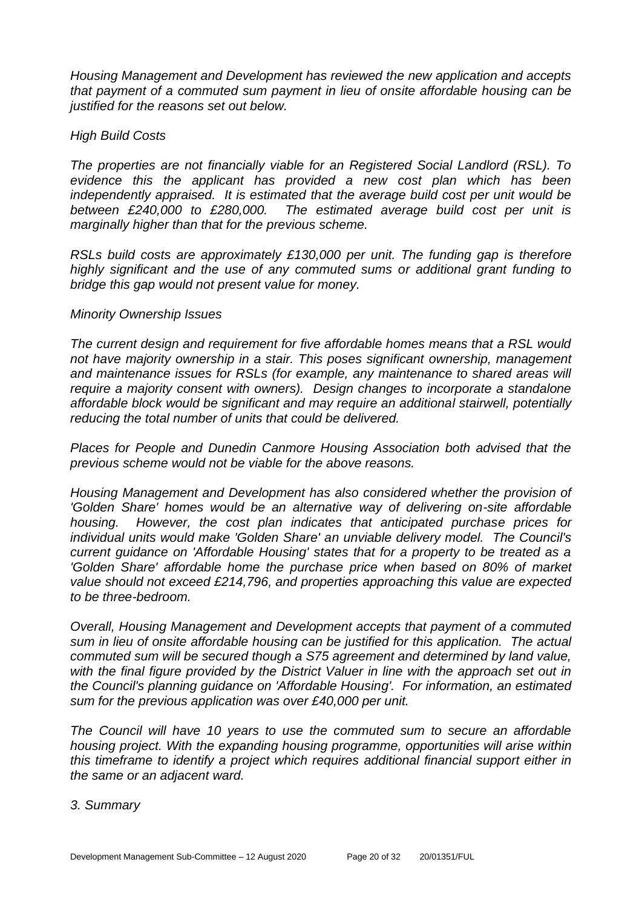*Housing Management and Development has reviewed the new application and accepts that payment of a commuted sum payment in lieu of onsite affordable housing can be justified for the reasons set out below.*

*High Build Costs*

*The properties are not financially viable for an Registered Social Landlord (RSL). To evidence this the applicant has provided a new cost plan which has been independently appraised. It is estimated that the average build cost per unit would be between £240,000 to £280,000. The estimated average build cost per unit is marginally higher than that for the previous scheme.*

*RSLs build costs are approximately £130,000 per unit. The funding gap is therefore highly significant and the use of any commuted sums or additional grant funding to bridge this gap would not present value for money.*

*Minority Ownership Issues*

*The current design and requirement for five affordable homes means that a RSL would not have majority ownership in a stair. This poses significant ownership, management and maintenance issues for RSLs (for example, any maintenance to shared areas will require a majority consent with owners). Design changes to incorporate a standalone affordable block would be significant and may require an additional stairwell, potentially reducing the total number of units that could be delivered.*

*Places for People and Dunedin Canmore Housing Association both advised that the previous scheme would not be viable for the above reasons.*

*Housing Management and Development has also considered whether the provision of 'Golden Share' homes would be an alternative way of delivering on-site affordable housing. However, the cost plan indicates that anticipated purchase prices for individual units would make 'Golden Share' an unviable delivery model. The Council's current guidance on 'Affordable Housing' states that for a property to be treated as a 'Golden Share' affordable home the purchase price when based on 80% of market value should not exceed £214,796, and properties approaching this value are expected to be three-bedroom.*

*Overall, Housing Management and Development accepts that payment of a commuted sum in lieu of onsite affordable housing can be justified for this application. The actual commuted sum will be secured though a S75 agreement and determined by land value, with the final figure provided by the District Valuer in line with the approach set out in the Council's planning guidance on 'Affordable Housing'. For information, an estimated sum for the previous application was over £40,000 per unit.*

*The Council will have 10 years to use the commuted sum to secure an affordable housing project. With the expanding housing programme, opportunities will arise within this timeframe to identify a project which requires additional financial support either in the same or an adjacent ward.*

*3. Summary*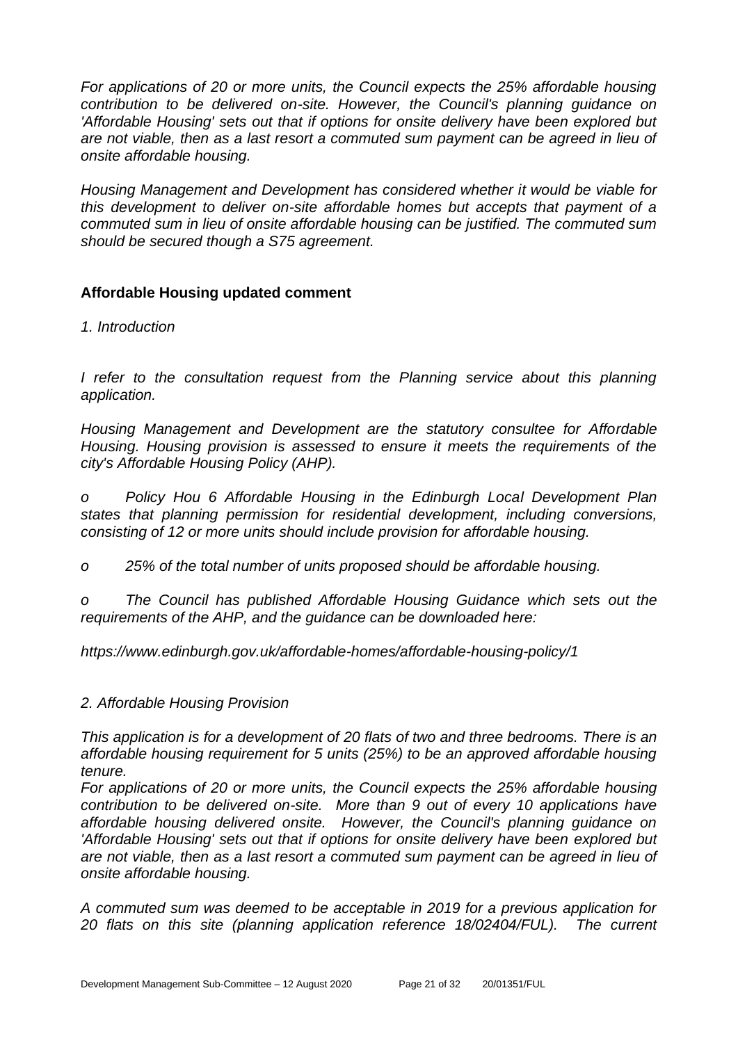*For applications of 20 or more units, the Council expects the 25% affordable housing contribution to be delivered on-site. However, the Council's planning guidance on 'Affordable Housing' sets out that if options for onsite delivery have been explored but are not viable, then as a last resort a commuted sum payment can be agreed in lieu of onsite affordable housing.*

*Housing Management and Development has considered whether it would be viable for this development to deliver on-site affordable homes but accepts that payment of a commuted sum in lieu of onsite affordable housing can be justified. The commuted sum should be secured though a S75 agreement.*

**Affordable Housing updated comment**

*1. Introduction*

*I refer to the consultation request from the Planning service about this planning application.*

*Housing Management and Development are the statutory consultee for Affordable Housing. Housing provision is assessed to ensure it meets the requirements of the city's Affordable Housing Policy (AHP).*

*o Policy Hou 6 Affordable Housing in the Edinburgh Local Development Plan states that planning permission for residential development, including conversions, consisting of 12 or more units should include provision for affordable housing.*

*o 25% of the total number of units proposed should be affordable housing.*

*o The Council has published Affordable Housing Guidance which sets out the requirements of the AHP, and the guidance can be downloaded here:*

*https://www.edinburgh.gov.uk/affordable-homes/affordable-housing-policy/1*

*2. Affordable Housing Provision*

*This application is for a development of 20 flats of two and three bedrooms. There is an affordable housing requirement for 5 units (25%) to be an approved affordable housing tenure.*

*For applications of 20 or more units, the Council expects the 25% affordable housing contribution to be delivered on-site. More than 9 out of every 10 applications have affordable housing delivered onsite. However, the Council's planning guidance on 'Affordable Housing' sets out that if options for onsite delivery have been explored but are not viable, then as a last resort a commuted sum payment can be agreed in lieu of onsite affordable housing.*

*A commuted sum was deemed to be acceptable in 2019 for a previous application for 20 flats on this site (planning application reference 18/02404/FUL). The current*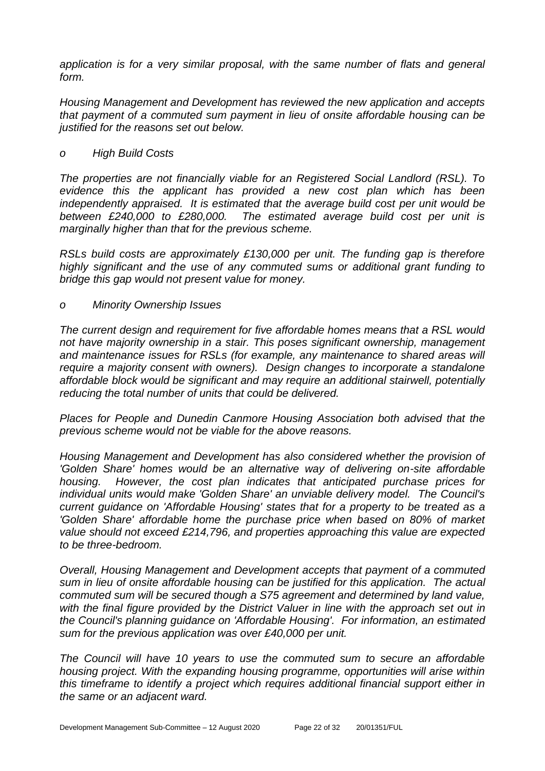*application is for a very similar proposal, with the same number of flats and general form.*

*Housing Management and Development has reviewed the new application and accepts that payment of a commuted sum payment in lieu of onsite affordable housing can be justified for the reasons set out below.*

*o High Build Costs*

*The properties are not financially viable for an Registered Social Landlord (RSL). To evidence this the applicant has provided a new cost plan which has been independently appraised. It is estimated that the average build cost per unit would be between £240,000 to £280,000. The estimated average build cost per unit is marginally higher than that for the previous scheme.*

*RSLs build costs are approximately £130,000 per unit. The funding gap is therefore highly significant and the use of any commuted sums or additional grant funding to bridge this gap would not present value for money.*

*o Minority Ownership Issues*

*The current design and requirement for five affordable homes means that a RSL would not have majority ownership in a stair. This poses significant ownership, management and maintenance issues for RSLs (for example, any maintenance to shared areas will require a majority consent with owners). Design changes to incorporate a standalone affordable block would be significant and may require an additional stairwell, potentially reducing the total number of units that could be delivered.*

*Places for People and Dunedin Canmore Housing Association both advised that the previous scheme would not be viable for the above reasons.*

*Housing Management and Development has also considered whether the provision of 'Golden Share' homes would be an alternative way of delivering on-site affordable housing. However, the cost plan indicates that anticipated purchase prices for individual units would make 'Golden Share' an unviable delivery model. The Council's current guidance on 'Affordable Housing' states that for a property to be treated as a 'Golden Share' affordable home the purchase price when based on 80% of market value should not exceed £214,796, and properties approaching this value are expected to be three-bedroom.*

*Overall, Housing Management and Development accepts that payment of a commuted sum in lieu of onsite affordable housing can be justified for this application. The actual commuted sum will be secured though a S75 agreement and determined by land value, with the final figure provided by the District Valuer in line with the approach set out in the Council's planning guidance on 'Affordable Housing'. For information, an estimated sum for the previous application was over £40,000 per unit.*

*The Council will have 10 years to use the commuted sum to secure an affordable housing project. With the expanding housing programme, opportunities will arise within this timeframe to identify a project which requires additional financial support either in the same or an adjacent ward.*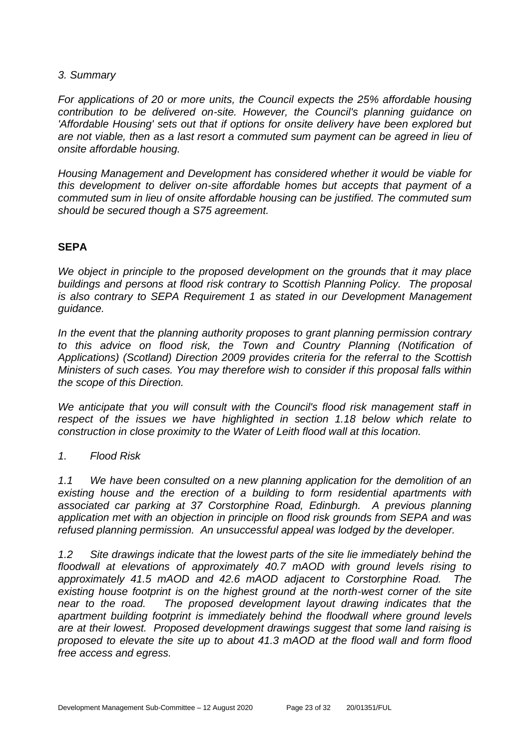*3. Summary*

*For applications of 20 or more units, the Council expects the 25% affordable housing contribution to be delivered on-site. However, the Council's planning guidance on 'Affordable Housing' sets out that if options for onsite delivery have been explored but are not viable, then as a last resort a commuted sum payment can be agreed in lieu of onsite affordable housing.*

*Housing Management and Development has considered whether it would be viable for this development to deliver on-site affordable homes but accepts that payment of a commuted sum in lieu of onsite affordable housing can be justified. The commuted sum should be secured though a S75 agreement.*

**SEPA**

*We object in principle to the proposed development on the grounds that it may place buildings and persons at flood risk contrary to Scottish Planning Policy. The proposal is also contrary to SEPA Requirement 1 as stated in our Development Management guidance.*

*In the event that the planning authority proposes to grant planning permission contrary to this advice on flood risk, the Town and Country Planning (Notification of Applications) (Scotland) Direction 2009 provides criteria for the referral to the Scottish Ministers of such cases. You may therefore wish to consider if this proposal falls within the scope of this Direction.*

*We anticipate that you will consult with the Council's flood risk management staff in respect of the issues we have highlighted in section 1.18 below which relate to construction in close proximity to the Water of Leith flood wall at this location.*

*1. Flood Risk*

*1.1 We have been consulted on a new planning application for the demolition of an existing house and the erection of a building to form residential apartments with associated car parking at 37 Corstorphine Road, Edinburgh. A previous planning application met with an objection in principle on flood risk grounds from SEPA and was refused planning permission. An unsuccessful appeal was lodged by the developer.*

*1.2 Site drawings indicate that the lowest parts of the site lie immediately behind the floodwall at elevations of approximately 40.7 mAOD with ground levels rising to approximately 41.5 mAOD and 42.6 mAOD adjacent to Corstorphine Road. The existing house footprint is on the highest ground at the north-west corner of the site near to the road. The proposed development layout drawing indicates that the apartment building footprint is immediately behind the floodwall where ground levels are at their lowest. Proposed development drawings suggest that some land raising is proposed to elevate the site up to about 41.3 mAOD at the flood wall and form flood free access and egress.*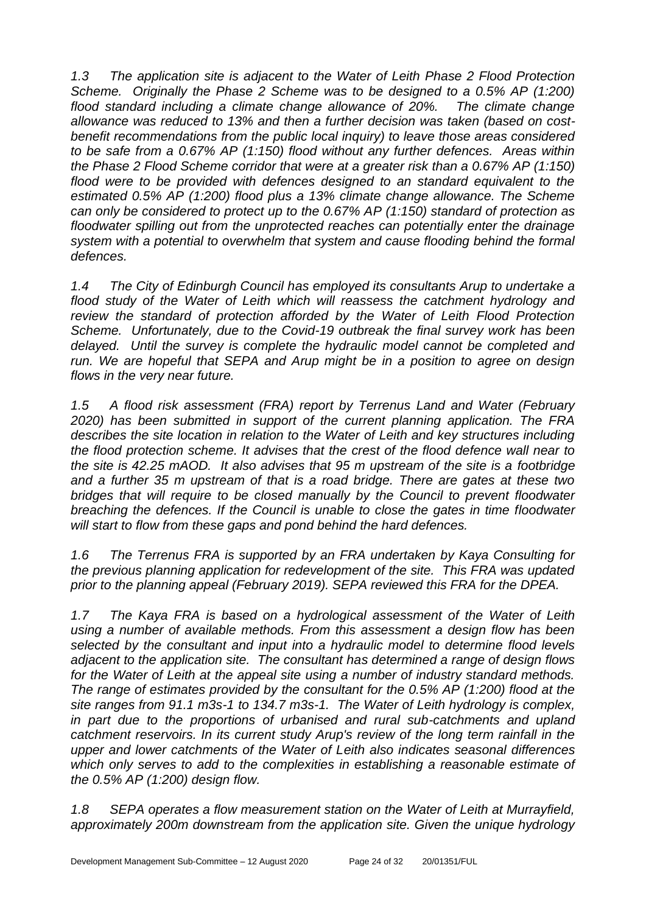*1.3 The application site is adjacent to the Water of Leith Phase 2 Flood Protection Scheme. Originally the Phase 2 Scheme was to be designed to a 0.5% AP (1:200) flood standard including a climate change allowance of 20%. The climate change allowance was reduced to 13% and then a further decision was taken (based on cost-benefit recommendations from the public local inquiry) to leave those areas considered to be safe from a 0.67% AP (1:150) flood without any further defences. Areas within the Phase 2 Flood Scheme corridor that were at a greater risk than a 0.67% AP (1:150) flood were to be provided with defences designed to an standard equivalent to the estimated 0.5% AP (1:200) flood plus a 13% climate change allowance. The Scheme can only be considered to protect up to the 0.67% AP (1:150) standard of protection as floodwater spilling out from the unprotected reaches can potentially enter the drainage system with a potential to overwhelm that system and cause flooding behind the formal defences.*

*1.4 The City of Edinburgh Council has employed its consultants Arup to undertake a flood study of the Water of Leith which will reassess the catchment hydrology and review the standard of protection afforded by the Water of Leith Flood Protection Scheme. Unfortunately, due to the Covid-19 outbreak the final survey work has been delayed. Until the survey is complete the hydraulic model cannot be completed and run. We are hopeful that SEPA and Arup might be in a position to agree on design flows in the very near future.*

*1.5 A flood risk assessment (FRA) report by Terrenus Land and Water (February 2020) has been submitted in support of the current planning application. The FRA describes the site location in relation to the Water of Leith and key structures including the flood protection scheme. It advises that the crest of the flood defence wall near to the site is 42.25 mAOD. It also advises that 95 m upstream of the site is a footbridge and a further 35 m upstream of that is a road bridge. There are gates at these two bridges that will require to be closed manually by the Council to prevent floodwater breaching the defences. If the Council is unable to close the gates in time floodwater will start to flow from these gaps and pond behind the hard defences.*

*1.6 The Terrenus FRA is supported by an FRA undertaken by Kaya Consulting for the previous planning application for redevelopment of the site. This FRA was updated prior to the planning appeal (February 2019). SEPA reviewed this FRA for the DPEA.*

*1.7 The Kaya FRA is based on a hydrological assessment of the Water of Leith using a number of available methods. From this assessment a design flow has been selected by the consultant and input into a hydraulic model to determine flood levels adjacent to the application site. The consultant has determined a range of design flows for the Water of Leith at the appeal site using a number of industry standard methods. The range of estimates provided by the consultant for the 0.5% AP (1:200) flood at the site ranges from 91.1 m3s-1 to 134.7 m3s-1. The Water of Leith hydrology is complex, in part due to the proportions of urbanised and rural sub-catchments and upland catchment reservoirs. In its current study Arup's review of the long term rainfall in the upper and lower catchments of the Water of Leith also indicates seasonal differences which only serves to add to the complexities in establishing a reasonable estimate of the 0.5% AP (1:200) design flow.*

*1.8 SEPA operates a flow measurement station on the Water of Leith at Murrayfield, approximately 200m downstream from the application site. Given the unique hydrology*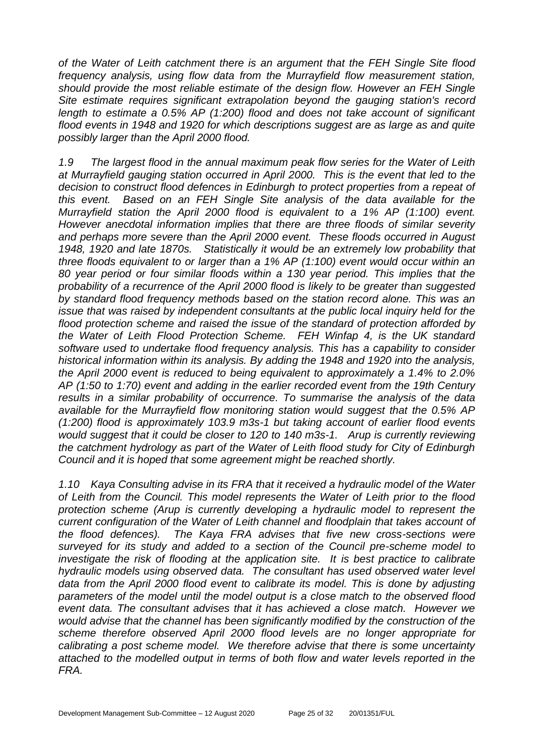*of the Water of Leith catchment there is an argument that the FEH Single Site flood frequency analysis, using flow data from the Murrayfield flow measurement station, should provide the most reliable estimate of the design flow. However an FEH Single Site estimate requires significant extrapolation beyond the gauging station's record length to estimate a 0.5% AP (1:200) flood and does not take account of significant flood events in 1948 and 1920 for which descriptions suggest are as large as and quite possibly larger than the April 2000 flood.*

*1.9 The largest flood in the annual maximum peak flow series for the Water of Leith at Murrayfield gauging station occurred in April 2000. This is the event that led to the decision to construct flood defences in Edinburgh to protect properties from a repeat of this event. Based on an FEH Single Site analysis of the data available for the Murrayfield station the April 2000 flood is equivalent to a 1% AP (1:100) event. However anecdotal information implies that there are three floods of similar severity and perhaps more severe than the April 2000 event. These floods occurred in August 1948, 1920 and late 1870s. Statistically it would be an extremely low probability that three floods equivalent to or larger than a 1% AP (1:100) event would occur within an 80 year period or four similar floods within a 130 year period. This implies that the probability of a recurrence of the April 2000 flood is likely to be greater than suggested by standard flood frequency methods based on the station record alone. This was an issue that was raised by independent consultants at the public local inquiry held for the flood protection scheme and raised the issue of the standard of protection afforded by the Water of Leith Flood Protection Scheme. FEH Winfap 4, is the UK standard software used to undertake flood frequency analysis. This has a capability to consider historical information within its analysis. By adding the 1948 and 1920 into the analysis, the April 2000 event is reduced to being equivalent to approximately a 1.4% to 2.0% AP (1:50 to 1:70) event and adding in the earlier recorded event from the 19th Century results in a similar probability of occurrence. To summarise the analysis of the data available for the Murrayfield flow monitoring station would suggest that the 0.5% AP (1:200) flood is approximately 103.9 m3s-1 but taking account of earlier flood events would suggest that it could be closer to 120 to 140 m3s-1. Arup is currently reviewing the catchment hydrology as part of the Water of Leith flood study for City of Edinburgh Council and it is hoped that some agreement might be reached shortly.*

*1.10 Kaya Consulting advise in its FRA that it received a hydraulic model of the Water of Leith from the Council. This model represents the Water of Leith prior to the flood protection scheme (Arup is currently developing a hydraulic model to represent the current configuration of the Water of Leith channel and floodplain that takes account of the flood defences). The Kaya FRA advises that five new cross-sections were surveyed for its study and added to a section of the Council pre-scheme model to investigate the risk of flooding at the application site. It is best practice to calibrate hydraulic models using observed data. The consultant has used observed water level data from the April 2000 flood event to calibrate its model. This is done by adjusting parameters of the model until the model output is a close match to the observed flood event data. The consultant advises that it has achieved a close match. However we would advise that the channel has been significantly modified by the construction of the scheme therefore observed April 2000 flood levels are no longer appropriate for calibrating a post scheme model. We therefore advise that there is some uncertainty attached to the modelled output in terms of both flow and water levels reported in the FRA.*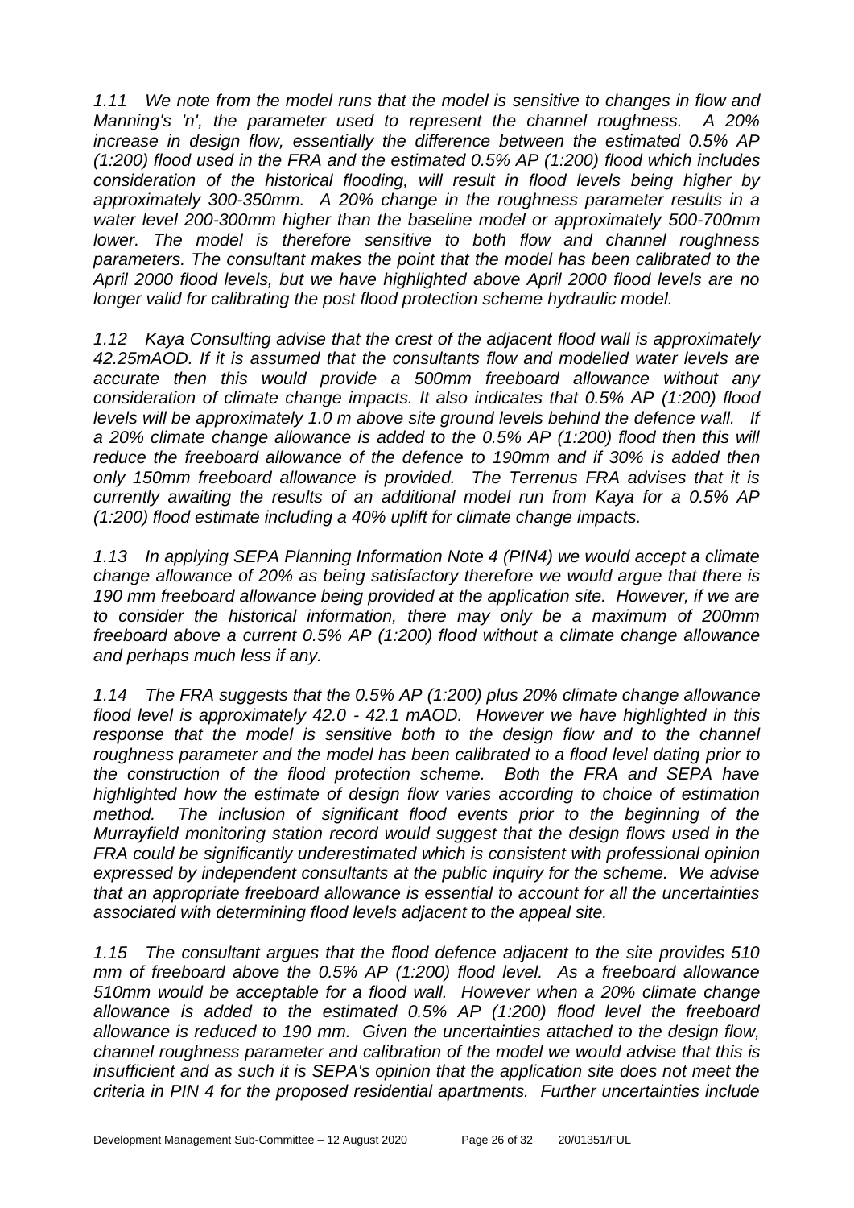*1.11 We note from the model runs that the model is sensitive to changes in flow and Manning's 'n', the parameter used to represent the channel roughness. A 20% increase in design flow, essentially the difference between the estimated 0.5% AP (1:200) flood used in the FRA and the estimated 0.5% AP (1:200) flood which includes consideration of the historical flooding, will result in flood levels being higher by approximately 300-350mm. A 20% change in the roughness parameter results in a water level 200-300mm higher than the baseline model or approximately 500-700mm lower. The model is therefore sensitive to both flow and channel roughness parameters. The consultant makes the point that the model has been calibrated to the April 2000 flood levels, but we have highlighted above April 2000 flood levels are no longer valid for calibrating the post flood protection scheme hydraulic model.*

*1.12 Kaya Consulting advise that the crest of the adjacent flood wall is approximately 42.25mAOD. If it is assumed that the consultants flow and modelled water levels are accurate then this would provide a 500mm freeboard allowance without any consideration of climate change impacts. It also indicates that 0.5% AP (1:200) flood levels will be approximately 1.0 m above site ground levels behind the defence wall. If a 20% climate change allowance is added to the 0.5% AP (1:200) flood then this will reduce the freeboard allowance of the defence to 190mm and if 30% is added then only 150mm freeboard allowance is provided. The Terrenus FRA advises that it is currently awaiting the results of an additional model run from Kaya for a 0.5% AP (1:200) flood estimate including a 40% uplift for climate change impacts.*

*1.13 In applying SEPA Planning Information Note 4 (PIN4) we would accept a climate change allowance of 20% as being satisfactory therefore we would argue that there is 190 mm freeboard allowance being provided at the application site. However, if we are to consider the historical information, there may only be a maximum of 200mm freeboard above a current 0.5% AP (1:200) flood without a climate change allowance and perhaps much less if any.*

*1.14 The FRA suggests that the 0.5% AP (1:200) plus 20% climate change allowance flood level is approximately 42.0 - 42.1 mAOD. However we have highlighted in this response that the model is sensitive both to the design flow and to the channel roughness parameter and the model has been calibrated to a flood level dating prior to the construction of the flood protection scheme. Both the FRA and SEPA have highlighted how the estimate of design flow varies according to choice of estimation method. The inclusion of significant flood events prior to the beginning of the Murrayfield monitoring station record would suggest that the design flows used in the FRA could be significantly underestimated which is consistent with professional opinion expressed by independent consultants at the public inquiry for the scheme. We advise that an appropriate freeboard allowance is essential to account for all the uncertainties associated with determining flood levels adjacent to the appeal site.*

*1.15 The consultant argues that the flood defence adjacent to the site provides 510 mm of freeboard above the 0.5% AP (1:200) flood level. As a freeboard allowance 510mm would be acceptable for a flood wall. However when a 20% climate change allowance is added to the estimated 0.5% AP (1:200) flood level the freeboard allowance is reduced to 190 mm. Given the uncertainties attached to the design flow, channel roughness parameter and calibration of the model we would advise that this is insufficient and as such it is SEPA's opinion that the application site does not meet the criteria in PIN 4 for the proposed residential apartments. Further uncertainties include*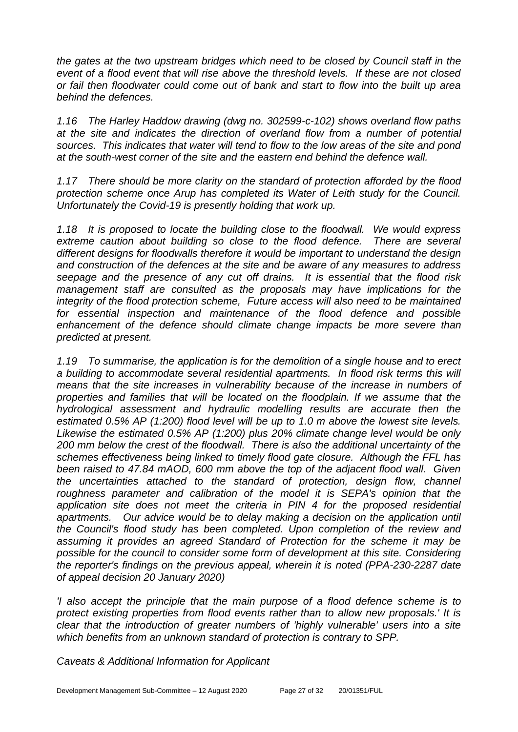*the gates at the two upstream bridges which need to be closed by Council staff in the event of a flood event that will rise above the threshold levels. If these are not closed or fail then floodwater could come out of bank and start to flow into the built up area behind the defences.*

*1.16 The Harley Haddow drawing (dwg no. 302599-c-102) shows overland flow paths at the site and indicates the direction of overland flow from a number of potential sources. This indicates that water will tend to flow to the low areas of the site and pond at the south-west corner of the site and the eastern end behind the defence wall.*

*1.17 There should be more clarity on the standard of protection afforded by the flood protection scheme once Arup has completed its Water of Leith study for the Council. Unfortunately the Covid-19 is presently holding that work up.*

*1.18 It is proposed to locate the building close to the floodwall. We would express extreme caution about building so close to the flood defence. There are several different designs for floodwalls therefore it would be important to understand the design and construction of the defences at the site and be aware of any measures to address seepage and the presence of any cut off drains. It is essential that the flood risk management staff are consulted as the proposals may have implications for the integrity of the flood protection scheme, Future access will also need to be maintained for essential inspection and maintenance of the flood defence and possible enhancement of the defence should climate change impacts be more severe than predicted at present.*

*1.19 To summarise, the application is for the demolition of a single house and to erect a building to accommodate several residential apartments. In flood risk terms this will means that the site increases in vulnerability because of the increase in numbers of properties and families that will be located on the floodplain. If we assume that the hydrological assessment and hydraulic modelling results are accurate then the estimated 0.5% AP (1:200) flood level will be up to 1.0 m above the lowest site levels. Likewise the estimated 0.5% AP (1:200) plus 20% climate change level would be only 200 mm below the crest of the floodwall. There is also the additional uncertainty of the schemes effectiveness being linked to timely flood gate closure. Although the FFL has been raised to 47.84 mAOD, 600 mm above the top of the adjacent flood wall. Given the uncertainties attached to the standard of protection, design flow, channel roughness parameter and calibration of the model it is SEPA's opinion that the application site does not meet the criteria in PIN 4 for the proposed residential apartments. Our advice would be to delay making a decision on the application until the Council's flood study has been completed. Upon completion of the review and assuming it provides an agreed Standard of Protection for the scheme it may be possible for the council to consider some form of development at this site. Considering the reporter's findings on the previous appeal, wherein it is noted (PPA-230-2287 date of appeal decision 20 January 2020)*

*'I also accept the principle that the main purpose of a flood defence scheme is to protect existing properties from flood events rather than to allow new proposals.' It is clear that the introduction of greater numbers of 'highly vulnerable' users into a site which benefits from an unknown standard of protection is contrary to SPP.*

*Caveats & Additional Information for Applicant*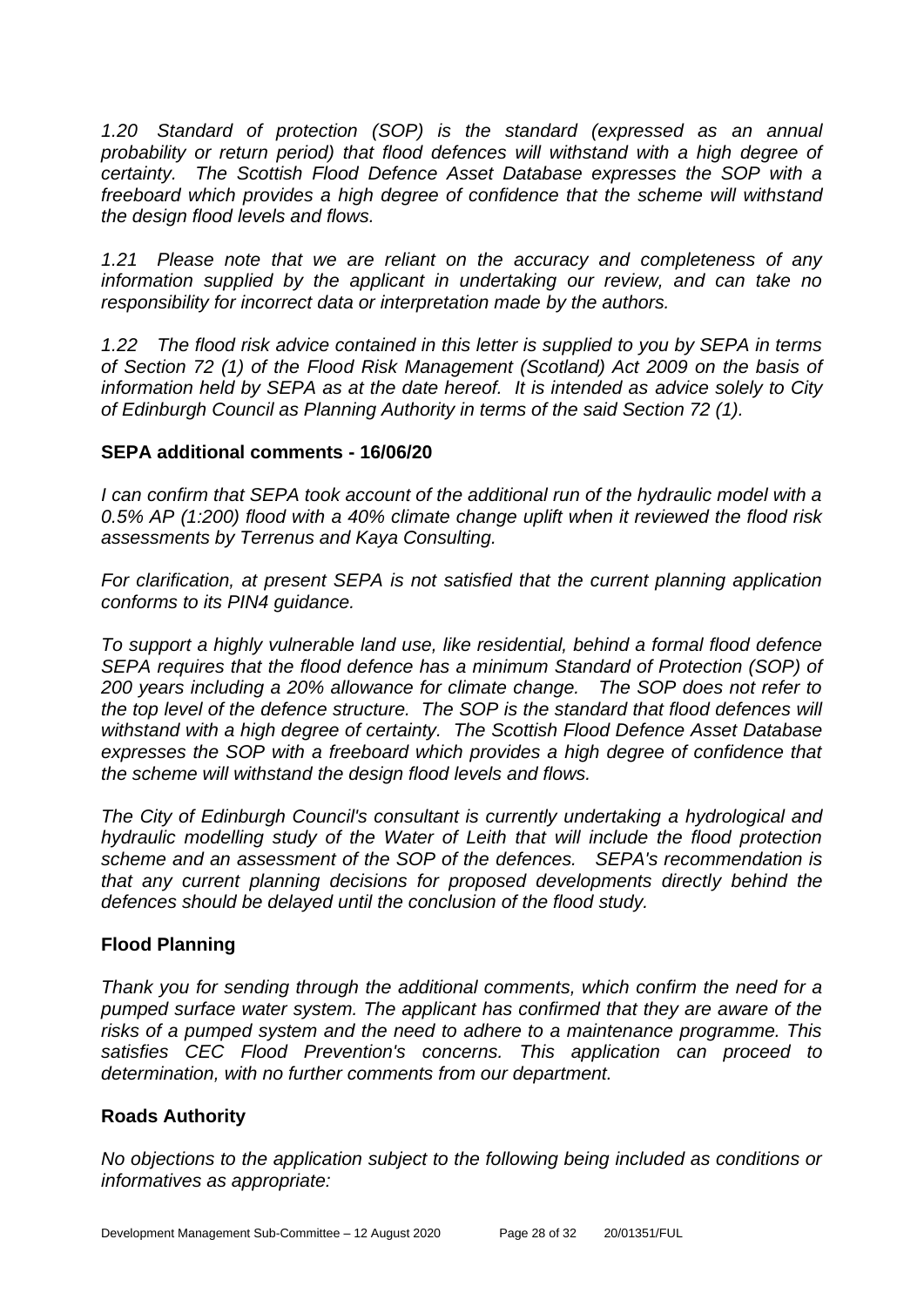*1.20 Standard of protection (SOP) is the standard (expressed as an annual probability or return period) that flood defences will withstand with a high degree of certainty. The Scottish Flood Defence Asset Database expresses the SOP with a freeboard which provides a high degree of confidence that the scheme will withstand the design flood levels and flows.*

*1.21 Please note that we are reliant on the accuracy and completeness of any information supplied by the applicant in undertaking our review, and can take no responsibility for incorrect data or interpretation made by the authors.*

*1.22 The flood risk advice contained in this letter is supplied to you by SEPA in terms of Section 72 (1) of the Flood Risk Management (Scotland) Act 2009 on the basis of information held by SEPA as at the date hereof. It is intended as advice solely to City of Edinburgh Council as Planning Authority in terms of the said Section 72 (1).*

### SEPA additional comments - 16/06/20

*I can confirm that SEPA took account of the additional run of the hydraulic model with a 0.5% AP (1:200) flood with a 40% climate change uplift when it reviewed the flood risk assessments by Terrenus and Kaya Consulting.*

*For clarification, at present SEPA is not satisfied that the current planning application conforms to its PIN4 guidance.*

*To support a highly vulnerable land use, like residential, behind a formal flood defence SEPA requires that the flood defence has a minimum Standard of Protection (SOP) of 200 years including a 20% allowance for climate change. The SOP does not refer to the top level of the defence structure. The SOP is the standard that flood defences will withstand with a high degree of certainty. The Scottish Flood Defence Asset Database expresses the SOP with a freeboard which provides a high degree of confidence that the scheme will withstand the design flood levels and flows.*

*The City of Edinburgh Council's consultant is currently undertaking a hydrological and hydraulic modelling study of the Water of Leith that will include the flood protection scheme and an assessment of the SOP of the defences. SEPA's recommendation is that any current planning decisions for proposed developments directly behind the defences should be delayed until the conclusion of the flood study.*

### Flood Planning

*Thank you for sending through the additional comments, which confirm the need for a pumped surface water system. The applicant has confirmed that they are aware of the risks of a pumped system and the need to adhere to a maintenance programme. This satisfies CEC Flood Prevention's concerns. This application can proceed to determination, with no further comments from our department.*

### Roads Authority

*No objections to the application subject to the following being included as conditions or informatives as appropriate:*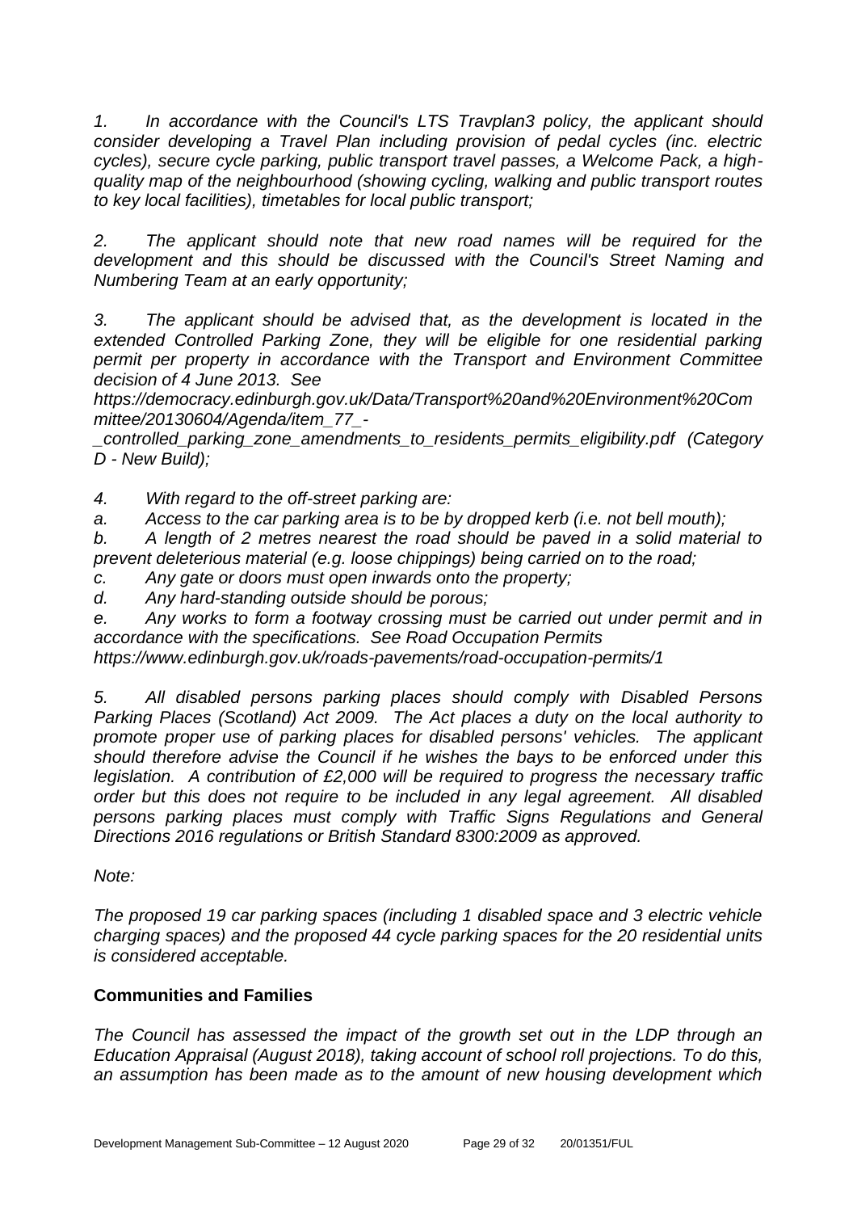*1. In accordance with the Council's LTS Travplan3 policy, the applicant should consider developing a Travel Plan including provision of pedal cycles (inc. electric cycles), secure cycle parking, public transport travel passes, a Welcome Pack, a high-quality map of the neighbourhood (showing cycling, walking and public transport routes to key local facilities), timetables for local public transport;*

*2. The applicant should note that new road names will be required for the development and this should be discussed with the Council's Street Naming and Numbering Team at an early opportunity;*

*3. The applicant should be advised that, as the development is located in the extended Controlled Parking Zone, they will be eligible for one residential parking permit per property in accordance with the Transport and Environment Committee decision of 4 June 2013. See https://democracy.edinburgh.gov.uk/Data/Transport%20and%20Environment%20Committee/20130604/Agenda/item_77_-_controlled_parking_zone_amendments_to_residents_permits_eligibility.pdf (Category D - New Build);*

*4. With regard to the off-street parking are:*

*a. Access to the car parking area is to be by dropped kerb (i.e. not bell mouth);*

*b. A length of 2 metres nearest the road should be paved in a solid material to prevent deleterious material (e.g. loose chippings) being carried on to the road;*

*c. Any gate or doors must open inwards onto the property;*

*d. Any hard-standing outside should be porous;*

*e. Any works to form a footway crossing must be carried out under permit and in accordance with the specifications. See Road Occupation Permits https://www.edinburgh.gov.uk/roads-pavements/road-occupation-permits/1*

*5. All disabled persons parking places should comply with Disabled Persons Parking Places (Scotland) Act 2009. The Act places a duty on the local authority to promote proper use of parking places for disabled persons' vehicles. The applicant should therefore advise the Council if he wishes the bays to be enforced under this legislation. A contribution of £2,000 will be required to progress the necessary traffic order but this does not require to be included in any legal agreement. All disabled persons parking places must comply with Traffic Signs Regulations and General Directions 2016 regulations or British Standard 8300:2009 as approved.*

*Note:*

*The proposed 19 car parking spaces (including 1 disabled space and 3 electric vehicle charging spaces) and the proposed 44 cycle parking spaces for the 20 residential units is considered acceptable.*

**Communities and Families**

*The Council has assessed the impact of the growth set out in the LDP through an Education Appraisal (August 2018), taking account of school roll projections. To do this, an assumption has been made as to the amount of new housing development which*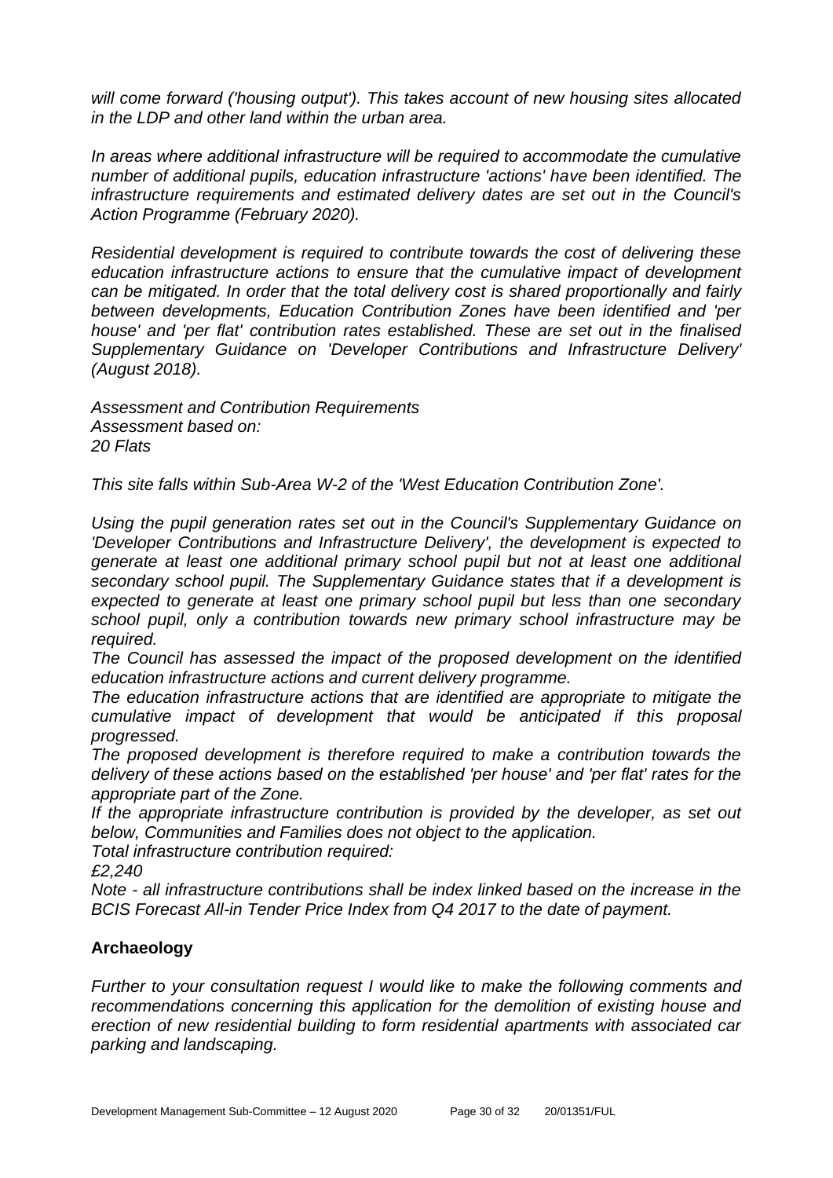*will come forward ('housing output'). This takes account of new housing sites allocated in the LDP and other land within the urban area.*

*In areas where additional infrastructure will be required to accommodate the cumulative number of additional pupils, education infrastructure 'actions' have been identified. The infrastructure requirements and estimated delivery dates are set out in the Council's Action Programme (February 2020).*

*Residential development is required to contribute towards the cost of delivering these education infrastructure actions to ensure that the cumulative impact of development can be mitigated. In order that the total delivery cost is shared proportionally and fairly between developments, Education Contribution Zones have been identified and 'per house' and 'per flat' contribution rates established. These are set out in the finalised Supplementary Guidance on 'Developer Contributions and Infrastructure Delivery' (August 2018).*

*Assessment and Contribution Requirements*
*Assessment based on:*
*20 Flats*

*This site falls within Sub-Area W-2 of the 'West Education Contribution Zone'.*

*Using the pupil generation rates set out in the Council's Supplementary Guidance on 'Developer Contributions and Infrastructure Delivery', the development is expected to generate at least one additional primary school pupil but not at least one additional secondary school pupil. The Supplementary Guidance states that if a development is expected to generate at least one primary school pupil but less than one secondary school pupil, only a contribution towards new primary school infrastructure may be required.*
*The Council has assessed the impact of the proposed development on the identified education infrastructure actions and current delivery programme.*
*The education infrastructure actions that are identified are appropriate to mitigate the cumulative impact of development that would be anticipated if this proposal progressed.*
*The proposed development is therefore required to make a contribution towards the delivery of these actions based on the established 'per house' and 'per flat' rates for the appropriate part of the Zone.*
*If the appropriate infrastructure contribution is provided by the developer, as set out below, Communities and Families does not object to the application.*
*Total infrastructure contribution required:*
*£2,240*
*Note - all infrastructure contributions shall be index linked based on the increase in the BCIS Forecast All-in Tender Price Index from Q4 2017 to the date of payment.*

## Archaeology

*Further to your consultation request I would like to make the following comments and recommendations concerning this application for the demolition of existing house and erection of new residential building to form residential apartments with associated car parking and landscaping.*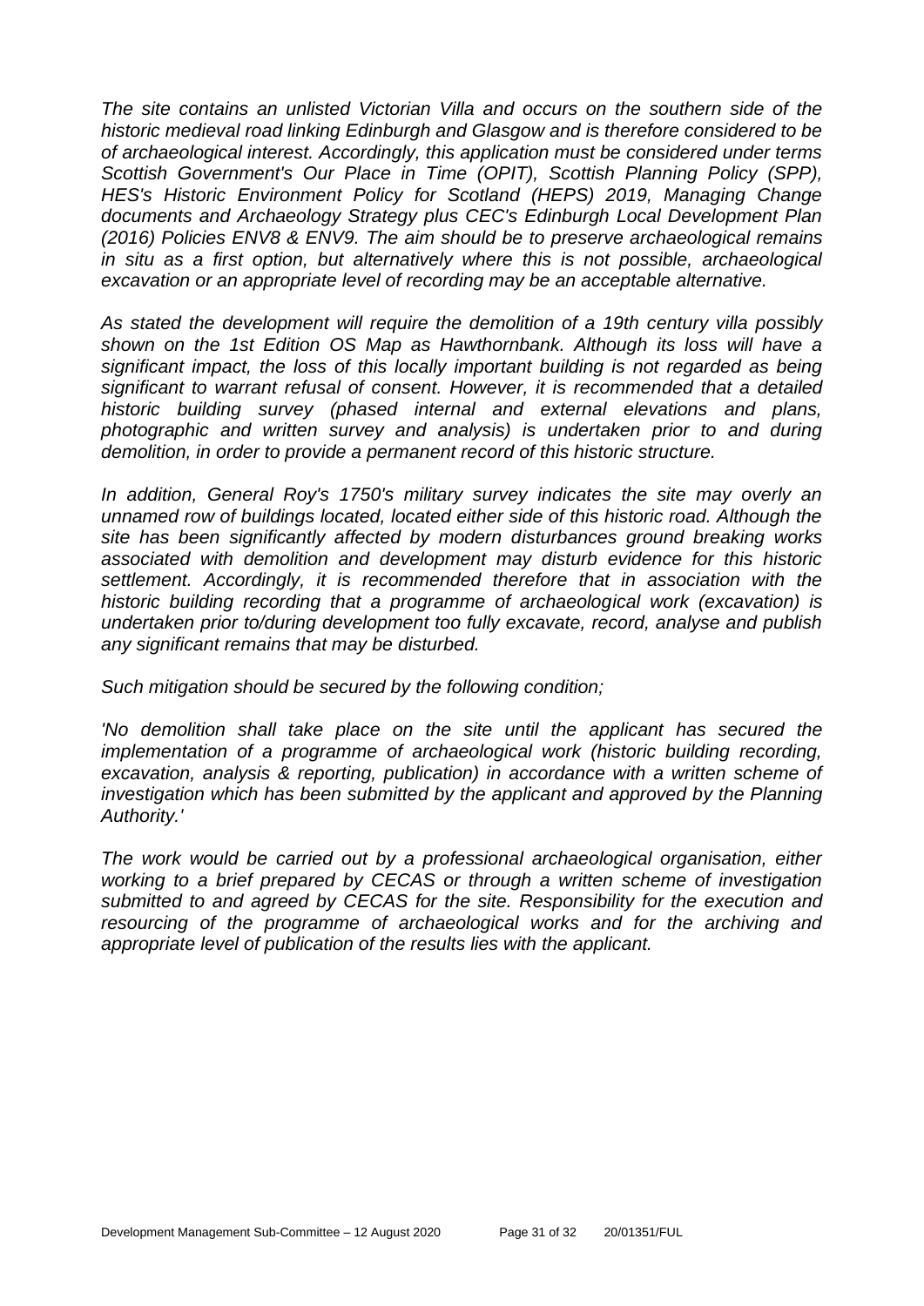*The site contains an unlisted Victorian Villa and occurs on the southern side of the historic medieval road linking Edinburgh and Glasgow and is therefore considered to be of archaeological interest. Accordingly, this application must be considered under terms Scottish Government's Our Place in Time (OPIT), Scottish Planning Policy (SPP), HES's Historic Environment Policy for Scotland (HEPS) 2019, Managing Change documents and Archaeology Strategy plus CEC's Edinburgh Local Development Plan (2016) Policies ENV8 & ENV9. The aim should be to preserve archaeological remains in situ as a first option, but alternatively where this is not possible, archaeological excavation or an appropriate level of recording may be an acceptable alternative.*

*As stated the development will require the demolition of a 19th century villa possibly shown on the 1st Edition OS Map as Hawthornbank. Although its loss will have a significant impact, the loss of this locally important building is not regarded as being significant to warrant refusal of consent. However, it is recommended that a detailed historic building survey (phased internal and external elevations and plans, photographic and written survey and analysis) is undertaken prior to and during demolition, in order to provide a permanent record of this historic structure.*

*In addition, General Roy's 1750's military survey indicates the site may overly an unnamed row of buildings located, located either side of this historic road. Although the site has been significantly affected by modern disturbances ground breaking works associated with demolition and development may disturb evidence for this historic settlement. Accordingly, it is recommended therefore that in association with the historic building recording that a programme of archaeological work (excavation) is undertaken prior to/during development too fully excavate, record, analyse and publish any significant remains that may be disturbed.*

*Such mitigation should be secured by the following condition;*

*'No demolition shall take place on the site until the applicant has secured the implementation of a programme of archaeological work (historic building recording, excavation, analysis & reporting, publication) in accordance with a written scheme of investigation which has been submitted by the applicant and approved by the Planning Authority.'*

*The work would be carried out by a professional archaeological organisation, either working to a brief prepared by CECAS or through a written scheme of investigation submitted to and agreed by CECAS for the site. Responsibility for the execution and resourcing of the programme of archaeological works and for the archiving and appropriate level of publication of the results lies with the applicant.*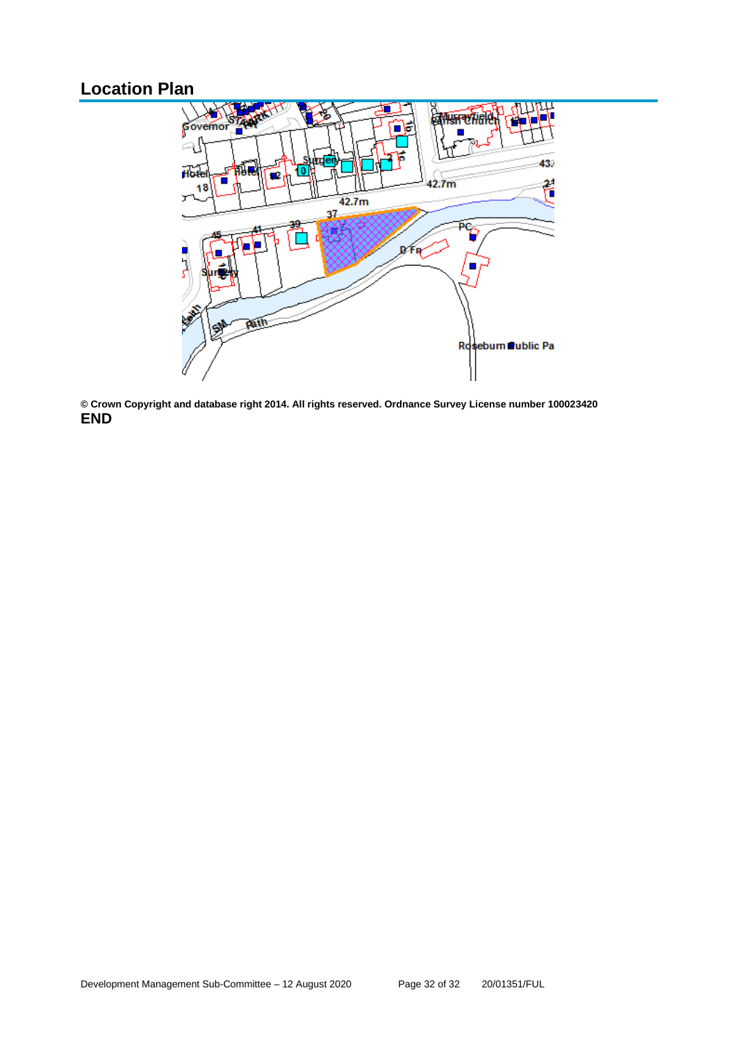## Location Plan

Govemor
STARK
Hotel
Hotel
18
Surgery
10
2
1c
1b
Murrayfield Parish Church
43.
42.7m
42.7m
24
37
39
41
45
Surgery
PC
D Fn
SM
Path
Roseburn Public Pa

**© Crown Copyright and database right 2014. All rights reserved. Ordnance Survey License number 100023420**

**END**